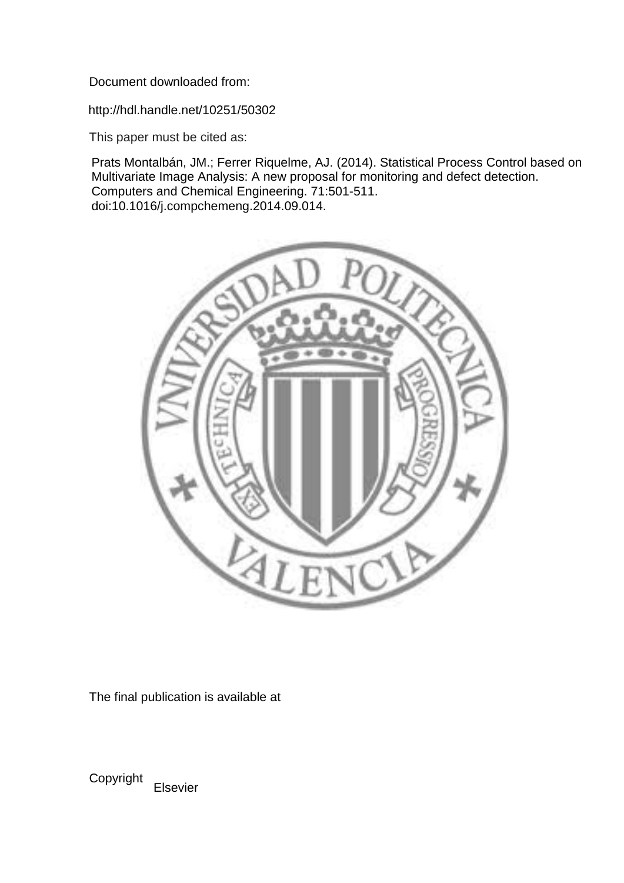Document downloaded from:

http://hdl.handle.net/10251/50302

This paper must be cited as:

Prats Montalbán, JM.; Ferrer Riquelme, AJ. (2014). Statistical Process Control based on Multivariate Image Analysis: A new proposal for monitoring and defect detection. Computers and Chemical Engineering. 71:501-511. doi:10.1016/j.compchemeng.2014.09.014.

The final publication is available at

Copyright Elsevier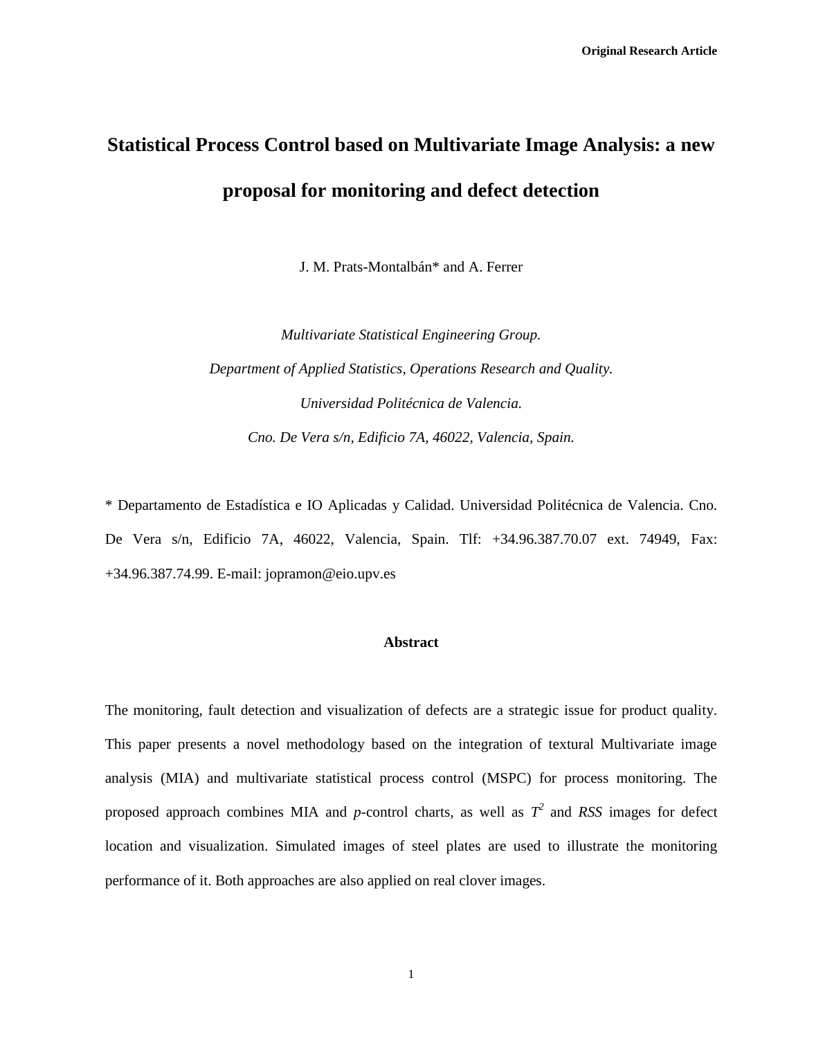Original Research Article

# Statistical Process Control based on Multivariate Image Analysis: a new proposal for monitoring and defect detection

J. M. Prats-Montalbán* and A. Ferrer

*Multivariate Statistical Engineering Group.*

*Department of Applied Statistics, Operations Research and Quality.*

*Universidad Politécnica de Valencia.*

*Cno. De Vera s/n, Edificio 7A, 46022, Valencia, Spain.*

* Departamento de Estadística e IO Aplicadas y Calidad. Universidad Politécnica de Valencia. Cno. De Vera s/n, Edificio 7A, 46022, Valencia, Spain. Tlf: +34.96.387.70.07 ext. 74949, Fax: +34.96.387.74.99. E-mail: jopramon@eio.upv.es

**Abstract**

The monitoring, fault detection and visualization of defects are a strategic issue for product quality. This paper presents a novel methodology based on the integration of textural Multivariate image analysis (MIA) and multivariate statistical process control (MSPC) for process monitoring. The proposed approach combines MIA and *p*-control charts, as well as $T^2$ and *RSS* images for defect location and visualization. Simulated images of steel plates are used to illustrate the monitoring performance of it. Both approaches are also applied on real clover images.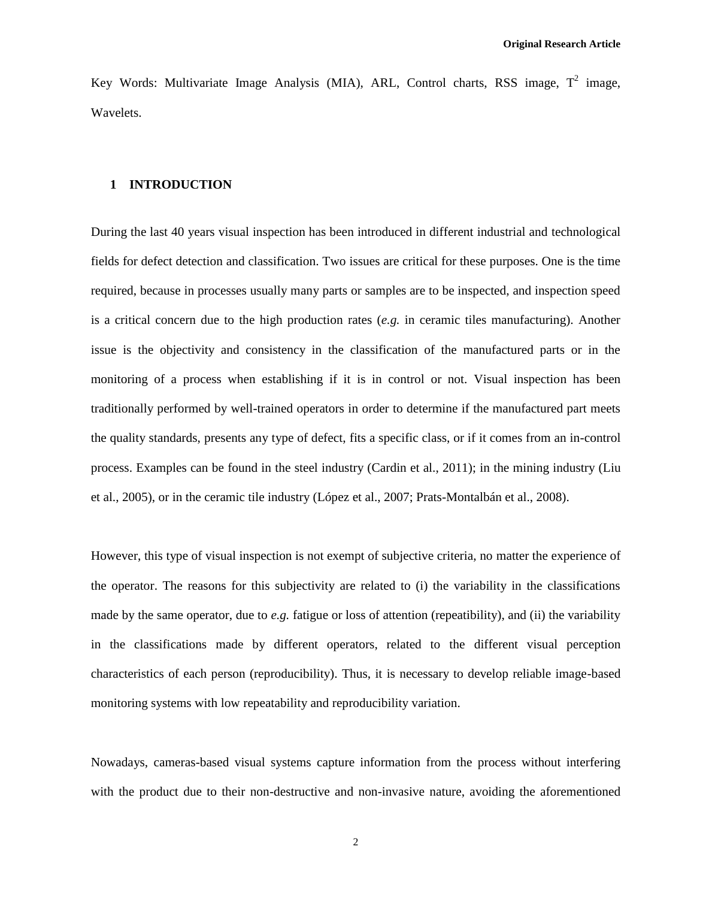Key Words: Multivariate Image Analysis (MIA), ARL, Control charts, RSS image, $T^2$ image, Wavelets.

## 1 INTRODUCTION

During the last 40 years visual inspection has been introduced in different industrial and technological fields for defect detection and classification. Two issues are critical for these purposes. One is the time required, because in processes usually many parts or samples are to be inspected, and inspection speed is a critical concern due to the high production rates (*e.g.* in ceramic tiles manufacturing). Another issue is the objectivity and consistency in the classification of the manufactured parts or in the monitoring of a process when establishing if it is in control or not. Visual inspection has been traditionally performed by well-trained operators in order to determine if the manufactured part meets the quality standards, presents any type of defect, fits a specific class, or if it comes from an in-control process. Examples can be found in the steel industry (Cardin et al., 2011); in the mining industry (Liu et al., 2005), or in the ceramic tile industry (López et al., 2007; Prats-Montalbán et al., 2008).

However, this type of visual inspection is not exempt of subjective criteria, no matter the experience of the operator. The reasons for this subjectivity are related to (i) the variability in the classifications made by the same operator, due to *e.g.* fatigue or loss of attention (repeatibility), and (ii) the variability in the classifications made by different operators, related to the different visual perception characteristics of each person (reproducibility). Thus, it is necessary to develop reliable image-based monitoring systems with low repeatability and reproducibility variation.

Nowadays, cameras-based visual systems capture information from the process without interfering with the product due to their non-destructive and non-invasive nature, avoiding the aforementioned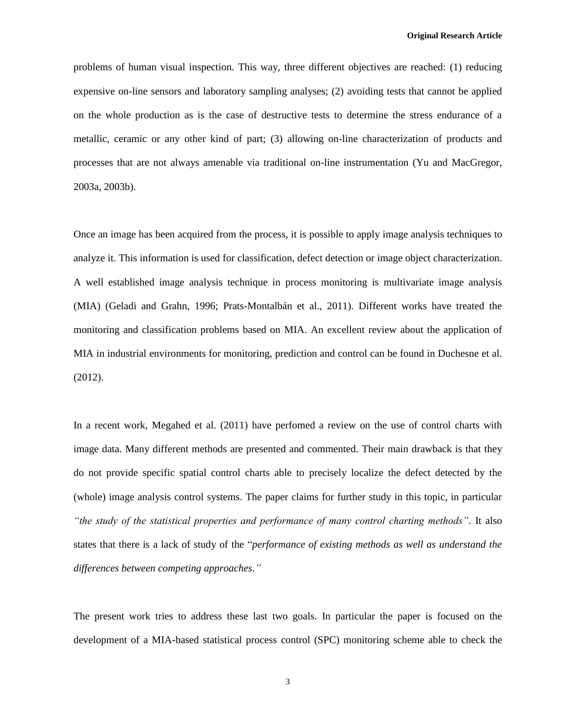problems of human visual inspection. This way, three different objectives are reached: (1) reducing expensive on-line sensors and laboratory sampling analyses; (2) avoiding tests that cannot be applied on the whole production as is the case of destructive tests to determine the stress endurance of a metallic, ceramic or any other kind of part; (3) allowing on-line characterization of products and processes that are not always amenable via traditional on-line instrumentation (Yu and MacGregor, 2003a, 2003b).

Once an image has been acquired from the process, it is possible to apply image analysis techniques to analyze it. This information is used for classification, defect detection or image object characterization. A well established image analysis technique in process monitoring is multivariate image analysis (MIA) (Geladi and Grahn, 1996; Prats-Montalbán et al., 2011). Different works have treated the monitoring and classification problems based on MIA. An excellent review about the application of MIA in industrial environments for monitoring, prediction and control can be found in Duchesne et al. (2012).

In a recent work, Megahed et al. (2011) have perfomed a review on the use of control charts with image data. Many different methods are presented and commented. Their main drawback is that they do not provide specific spatial control charts able to precisely localize the defect detected by the (whole) image analysis control systems. The paper claims for further study in this topic, in particular *"the study of the statistical properties and performance of many control charting methods"*. It also states that there is a lack of study of the "*performance of existing methods as well as understand the differences between competing approaches."*

The present work tries to address these last two goals. In particular the paper is focused on the development of a MIA-based statistical process control (SPC) monitoring scheme able to check the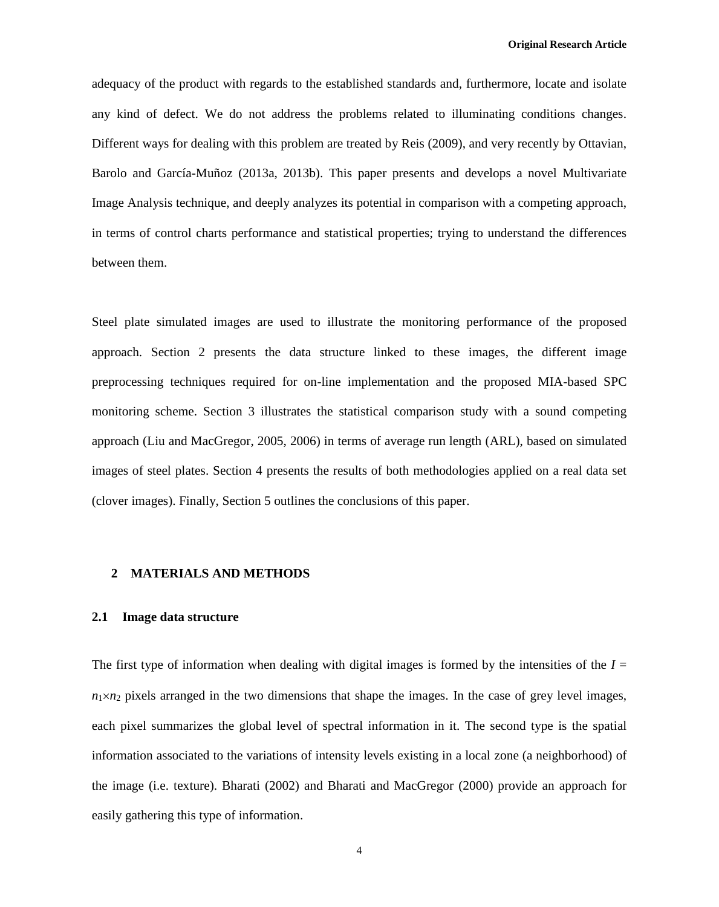adequacy of the product with regards to the established standards and, furthermore, locate and isolate any kind of defect. We do not address the problems related to illuminating conditions changes. Different ways for dealing with this problem are treated by Reis (2009), and very recently by Ottavian, Barolo and García-Muñoz (2013a, 2013b). This paper presents and develops a novel Multivariate Image Analysis technique, and deeply analyzes its potential in comparison with a competing approach, in terms of control charts performance and statistical properties; trying to understand the differences between them.

Steel plate simulated images are used to illustrate the monitoring performance of the proposed approach. Section 2 presents the data structure linked to these images, the different image preprocessing techniques required for on-line implementation and the proposed MIA-based SPC monitoring scheme. Section 3 illustrates the statistical comparison study with a sound competing approach (Liu and MacGregor, 2005, 2006) in terms of average run length (ARL), based on simulated images of steel plates. Section 4 presents the results of both methodologies applied on a real data set (clover images). Finally, Section 5 outlines the conclusions of this paper.

## 2 MATERIALS AND METHODS

### 2.1 Image data structure

The first type of information when dealing with digital images is formed by the intensities of the $I = n_1 \times n_2$ pixels arranged in the two dimensions that shape the images. In the case of grey level images, each pixel summarizes the global level of spectral information in it. The second type is the spatial information associated to the variations of intensity levels existing in a local zone (a neighborhood) of the image (i.e. texture). Bharati (2002) and Bharati and MacGregor (2000) provide an approach for easily gathering this type of information.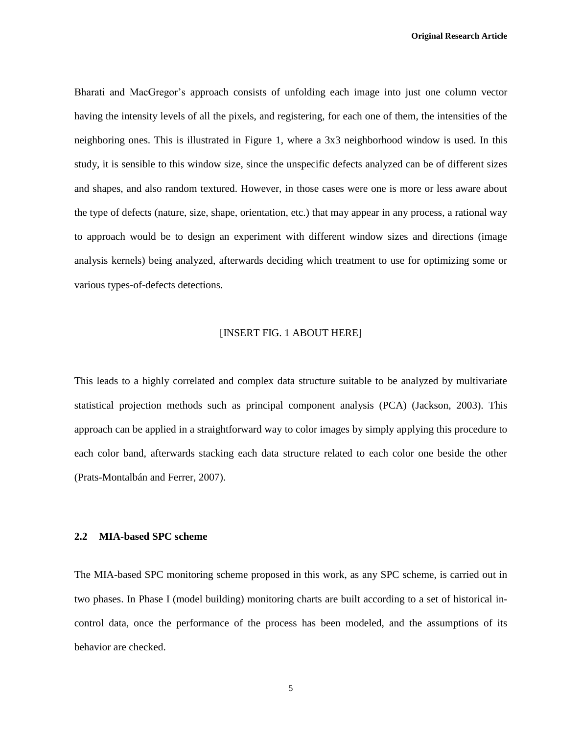Bharati and MacGregor's approach consists of unfolding each image into just one column vector having the intensity levels of all the pixels, and registering, for each one of them, the intensities of the neighboring ones. This is illustrated in Figure 1, where a 3x3 neighborhood window is used. In this study, it is sensible to this window size, since the unspecific defects analyzed can be of different sizes and shapes, and also random textured. However, in those cases were one is more or less aware about the type of defects (nature, size, shape, orientation, etc.) that may appear in any process, a rational way to approach would be to design an experiment with different window sizes and directions (image analysis kernels) being analyzed, afterwards deciding which treatment to use for optimizing some or various types-of-defects detections.

[INSERT FIG. 1 ABOUT HERE]

This leads to a highly correlated and complex data structure suitable to be analyzed by multivariate statistical projection methods such as principal component analysis (PCA) (Jackson, 2003). This approach can be applied in a straightforward way to color images by simply applying this procedure to each color band, afterwards stacking each data structure related to each color one beside the other (Prats-Montalbán and Ferrer, 2007).

## 2.2 MIA-based SPC scheme

The MIA-based SPC monitoring scheme proposed in this work, as any SPC scheme, is carried out in two phases. In Phase I (model building) monitoring charts are built according to a set of historical in-control data, once the performance of the process has been modeled, and the assumptions of its behavior are checked.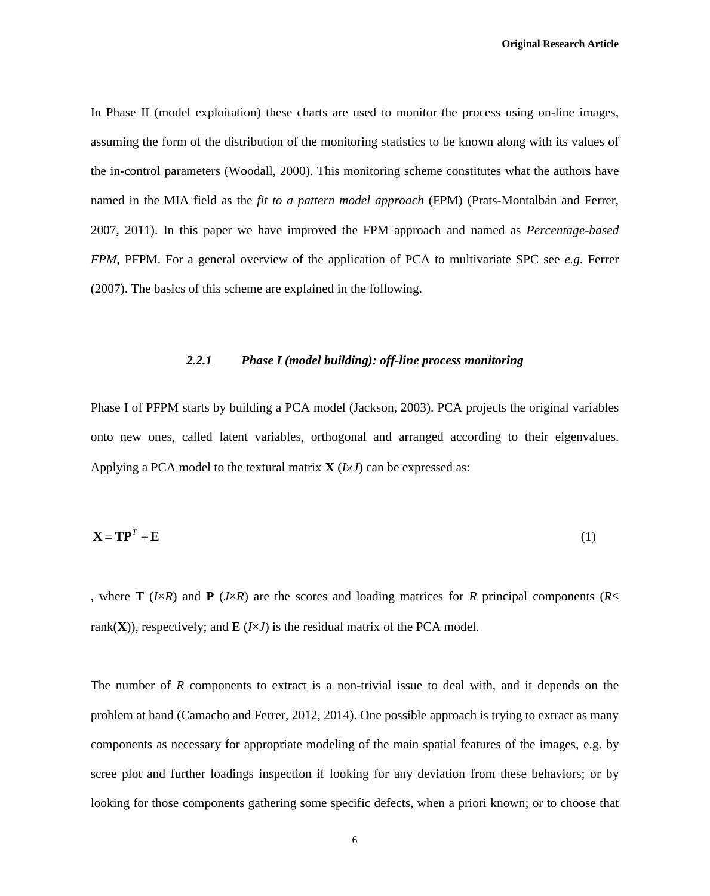In Phase II (model exploitation) these charts are used to monitor the process using on-line images, assuming the form of the distribution of the monitoring statistics to be known along with its values of the in-control parameters (Woodall, 2000). This monitoring scheme constitutes what the authors have named in the MIA field as the *fit to a pattern model approach* (FPM) (Prats-Montalbán and Ferrer, 2007, 2011). In this paper we have improved the FPM approach and named as *Percentage-based FPM*, PFPM. For a general overview of the application of PCA to multivariate SPC see *e.g.* Ferrer (2007). The basics of this scheme are explained in the following.

### *2.2.1 Phase I (model building): off-line process monitoring*

Phase I of PFPM starts by building a PCA model (Jackson, 2003). PCA projects the original variables onto new ones, called latent variables, orthogonal and arranged according to their eigenvalues. Applying a PCA model to the textural matrix $\mathbf{X}$ ($I\times J$) can be expressed as:

$$\mathbf{X} = \mathbf{T}\mathbf{P}^{T} + \mathbf{E} \tag{1}$$

, where $\mathbf{T}$ ($I\times R$) and $\mathbf{P}$ ($J\times R$) are the scores and loading matrices for $R$ principal components ($R\leq$ rank($\mathbf{X}$)), respectively; and $\mathbf{E}$ ($I\times J$) is the residual matrix of the PCA model.

The number of $R$ components to extract is a non-trivial issue to deal with, and it depends on the problem at hand (Camacho and Ferrer, 2012, 2014). One possible approach is trying to extract as many components as necessary for appropriate modeling of the main spatial features of the images, e.g. by scree plot and further loadings inspection if looking for any deviation from these behaviors; or by looking for those components gathering some specific defects, when a priori known; or to choose that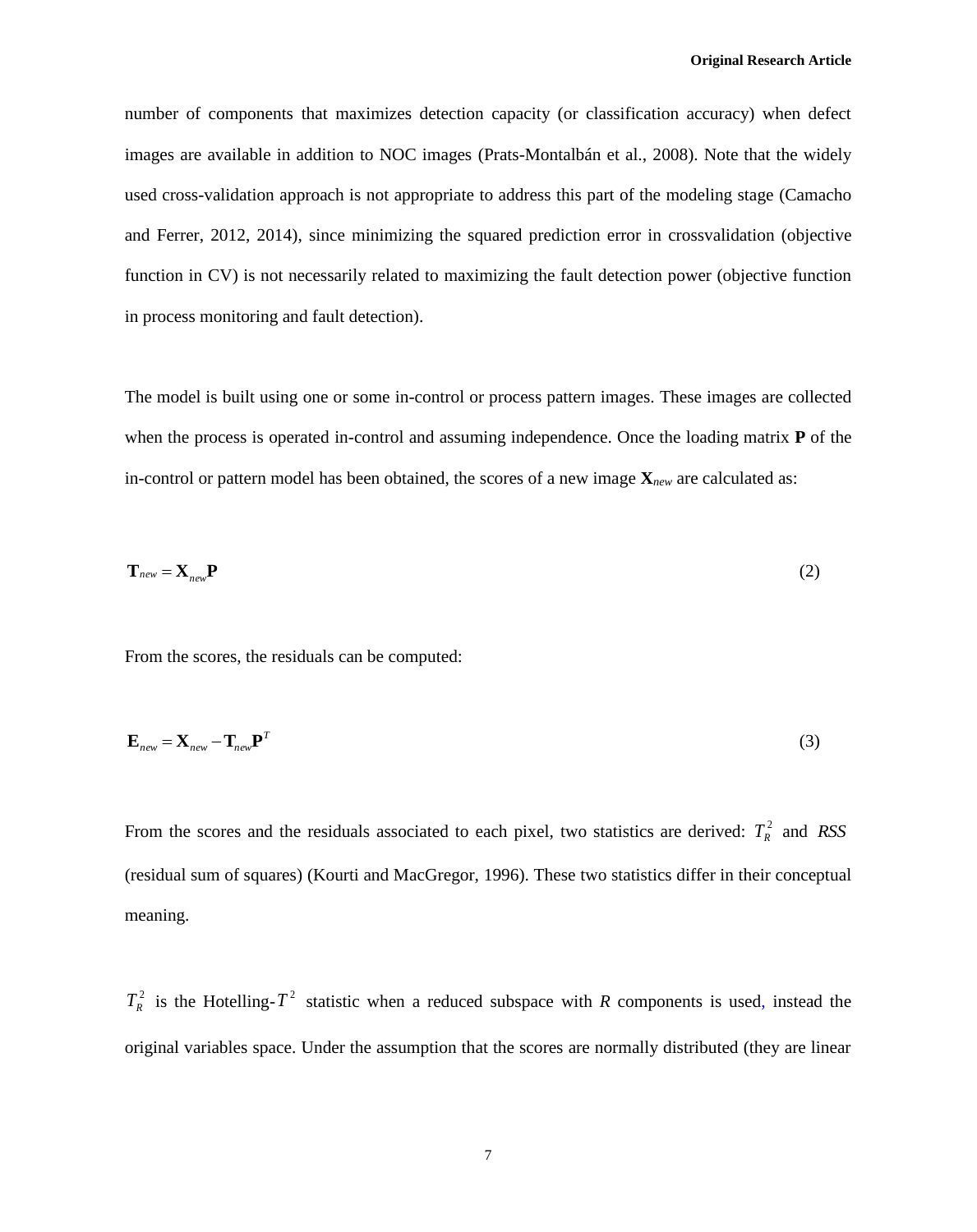number of components that maximizes detection capacity (or classification accuracy) when defect images are available in addition to NOC images (Prats-Montalbán et al., 2008). Note that the widely used cross-validation approach is not appropriate to address this part of the modeling stage (Camacho and Ferrer, 2012, 2014), since minimizing the squared prediction error in crossvalidation (objective function in CV) is not necessarily related to maximizing the fault detection power (objective function in process monitoring and fault detection).

The model is built using one or some in-control or process pattern images. These images are collected when the process is operated in-control and assuming independence. Once the loading matrix **P** of the in-control or pattern model has been obtained, the scores of a new image $\mathbf{X}_{new}$ are calculated as:

$$\mathbf{T}_{new} = \mathbf{X}_{new}\mathbf{P} \tag{2}$$

From the scores, the residuals can be computed:

$$\mathbf{E}_{new} = \mathbf{X}_{new} - \mathbf{T}_{new}\mathbf{P}^{T} \tag{3}$$

From the scores and the residuals associated to each pixel, two statistics are derived: $T_R^2$ and $RSS$ (residual sum of squares) (Kourti and MacGregor, 1996). These two statistics differ in their conceptual meaning.

$T_R^2$ is the Hotelling-$T^2$ statistic when a reduced subspace with $R$ components is used, instead the original variables space. Under the assumption that the scores are normally distributed (they are linear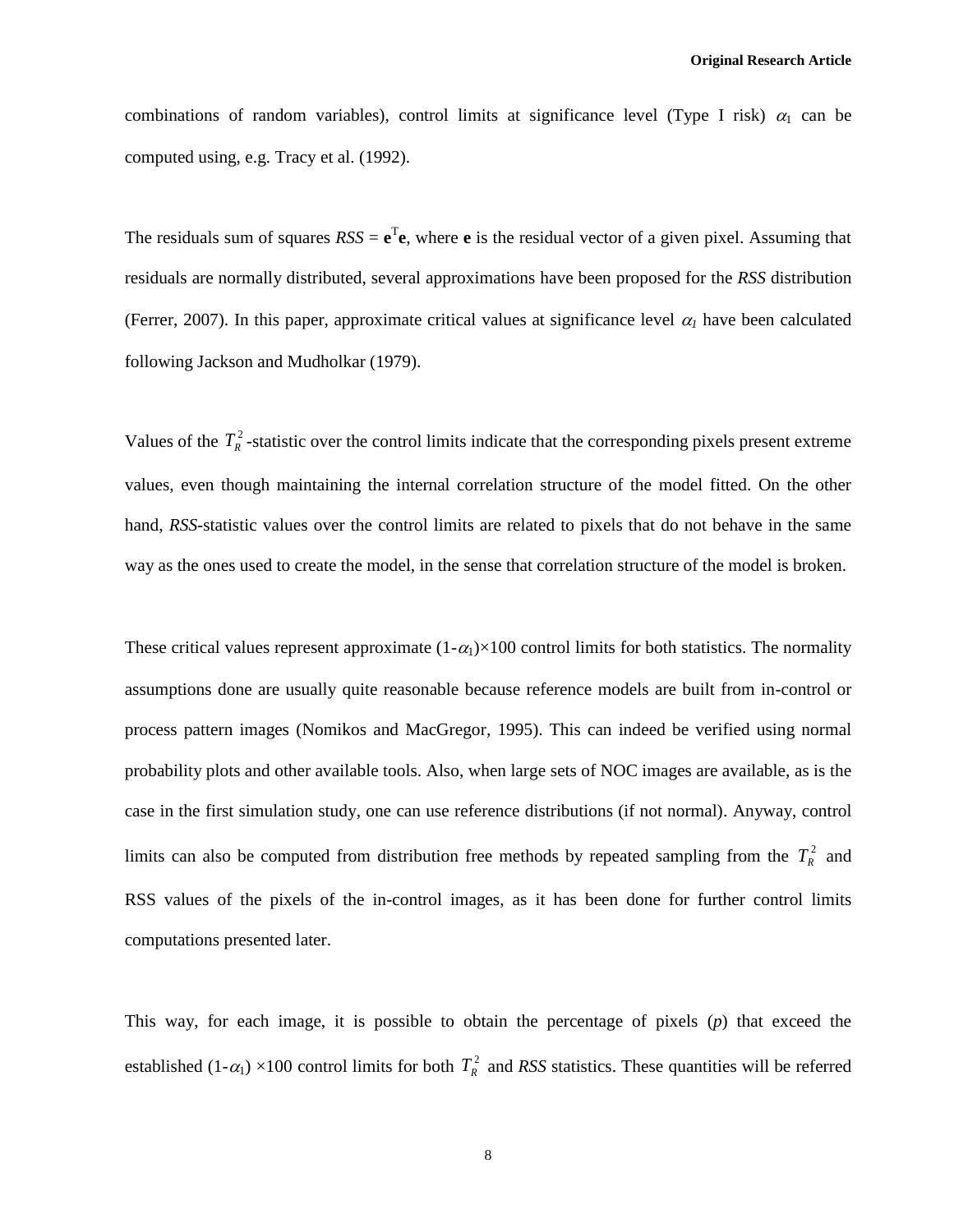combinations of random variables), control limits at significance level (Type I risk) $\alpha_1$ can be computed using, e.g. Tracy et al. (1992).

The residuals sum of squares $RSS = \mathbf{e}^{\mathrm{T}}\mathbf{e}$, where $\mathbf{e}$ is the residual vector of a given pixel. Assuming that residuals are normally distributed, several approximations have been proposed for the *RSS* distribution (Ferrer, 2007). In this paper, approximate critical values at significance level $\alpha_1$ have been calculated following Jackson and Mudholkar (1979).

Values of the $T_R^2$-statistic over the control limits indicate that the corresponding pixels present extreme values, even though maintaining the internal correlation structure of the model fitted. On the other hand, *RSS*-statistic values over the control limits are related to pixels that do not behave in the same way as the ones used to create the model, in the sense that correlation structure of the model is broken.

These critical values represent approximate $(1-\alpha_1)\times100$ control limits for both statistics. The normality assumptions done are usually quite reasonable because reference models are built from in-control or process pattern images (Nomikos and MacGregor, 1995). This can indeed be verified using normal probability plots and other available tools. Also, when large sets of NOC images are available, as is the case in the first simulation study, one can use reference distributions (if not normal). Anyway, control limits can also be computed from distribution free methods by repeated sampling from the $T_R^2$ and RSS values of the pixels of the in-control images, as it has been done for further control limits computations presented later.

This way, for each image, it is possible to obtain the percentage of pixels ($p$) that exceed the established $(1-\alpha_1)\times100$ control limits for both $T_R^2$ and *RSS* statistics. These quantities will be referred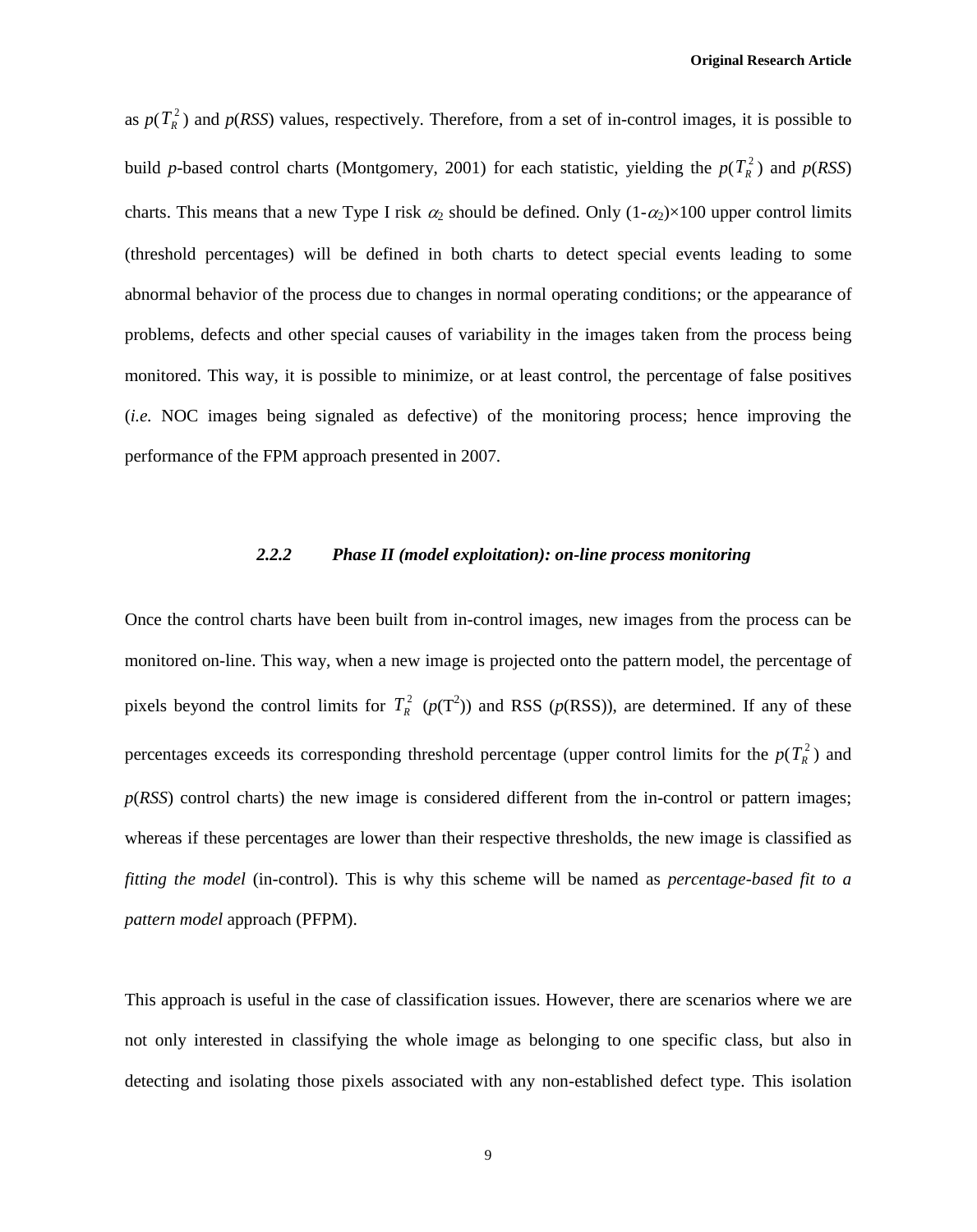as $p(T_R^2)$ and $p(RSS)$ values, respectively. Therefore, from a set of in-control images, it is possible to build $p$-based control charts (Montgomery, 2001) for each statistic, yielding the $p(T_R^2)$ and $p(RSS)$ charts. This means that a new Type I risk $\alpha_2$ should be defined. Only $(1-\alpha_2)\times 100$ upper control limits (threshold percentages) will be defined in both charts to detect special events leading to some abnormal behavior of the process due to changes in normal operating conditions; or the appearance of problems, defects and other special causes of variability in the images taken from the process being monitored. This way, it is possible to minimize, or at least control, the percentage of false positives (*i.e.* NOC images being signaled as defective) of the monitoring process; hence improving the performance of the FPM approach presented in 2007.

#### *2.2.2 Phase II (model exploitation): on-line process monitoring*

Once the control charts have been built from in-control images, new images from the process can be monitored on-line. This way, when a new image is projected onto the pattern model, the percentage of pixels beyond the control limits for $T_R^2$ ($p(\mathrm{T}^2)$) and RSS ($p(\mathrm{RSS})$), are determined. If any of these percentages exceeds its corresponding threshold percentage (upper control limits for the $p(T_R^2)$ and $p(RSS)$ control charts) the new image is considered different from the in-control or pattern images; whereas if these percentages are lower than their respective thresholds, the new image is classified as *fitting the model* (in-control). This is why this scheme will be named as *percentage-based fit to a pattern model* approach (PFPM).

This approach is useful in the case of classification issues. However, there are scenarios where we are not only interested in classifying the whole image as belonging to one specific class, but also in detecting and isolating those pixels associated with any non-established defect type. This isolation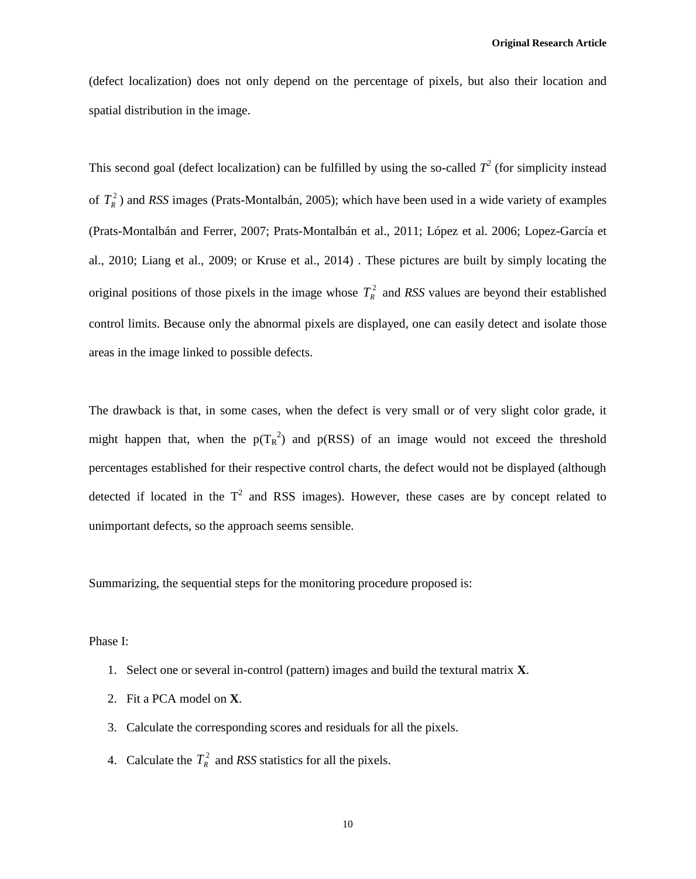(defect localization) does not only depend on the percentage of pixels, but also their location and spatial distribution in the image.

This second goal (defect localization) can be fulfilled by using the so-called $T^2$ (for simplicity instead of $T_R^2$) and *RSS* images (Prats-Montalbán, 2005); which have been used in a wide variety of examples (Prats-Montalbán and Ferrer, 2007; Prats-Montalbán et al., 2011; López et al. 2006; Lopez-García et al., 2010; Liang et al., 2009; or Kruse et al., 2014) . These pictures are built by simply locating the original positions of those pixels in the image whose $T_R^2$ and *RSS* values are beyond their established control limits. Because only the abnormal pixels are displayed, one can easily detect and isolate those areas in the image linked to possible defects.

The drawback is that, in some cases, when the defect is very small or of very slight color grade, it might happen that, when the $p(T_R^2)$ and p(RSS) of an image would not exceed the threshold percentages established for their respective control charts, the defect would not be displayed (although detected if located in the $T^2$ and RSS images). However, these cases are by concept related to unimportant defects, so the approach seems sensible.

Summarizing, the sequential steps for the monitoring procedure proposed is:

Phase I:

1. Select one or several in-control (pattern) images and build the textural matrix **X**.
2. Fit a PCA model on **X**.
3. Calculate the corresponding scores and residuals for all the pixels.
4. Calculate the $T_R^2$ and *RSS* statistics for all the pixels.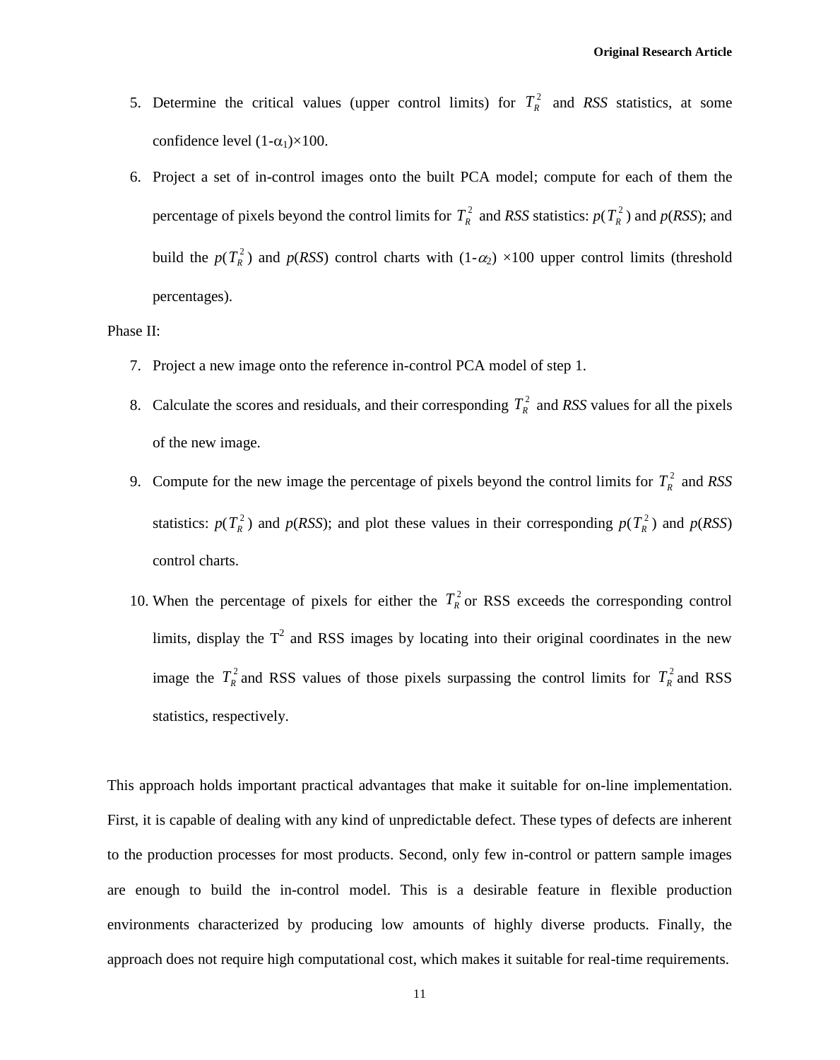5. Determine the critical values (upper control limits) for $T_R^2$ and *RSS* statistics, at some confidence level $(1-\alpha_1)\times 100$.
6. Project a set of in-control images onto the built PCA model; compute for each of them the percentage of pixels beyond the control limits for $T_R^2$ and *RSS* statistics: $p(T_R^2)$ and $p(RSS)$; and build the $p(T_R^2)$ and $p(RSS)$ control charts with $(1-\alpha_2)\times 100$ upper control limits (threshold percentages).

Phase II:

7. Project a new image onto the reference in-control PCA model of step 1.
8. Calculate the scores and residuals, and their corresponding $T_R^2$ and *RSS* values for all the pixels of the new image.
9. Compute for the new image the percentage of pixels beyond the control limits for $T_R^2$ and *RSS* statistics: $p(T_R^2)$ and $p(RSS)$; and plot these values in their corresponding $p(T_R^2)$ and $p(RSS)$ control charts.
10. When the percentage of pixels for either the $T_R^2$ or RSS exceeds the corresponding control limits, display the $T^2$ and RSS images by locating into their original coordinates in the new image the $T_R^2$ and RSS values of those pixels surpassing the control limits for $T_R^2$ and RSS statistics, respectively.

This approach holds important practical advantages that make it suitable for on-line implementation. First, it is capable of dealing with any kind of unpredictable defect. These types of defects are inherent to the production processes for most products. Second, only few in-control or pattern sample images are enough to build the in-control model. This is a desirable feature in flexible production environments characterized by producing low amounts of highly diverse products. Finally, the approach does not require high computational cost, which makes it suitable for real-time requirements.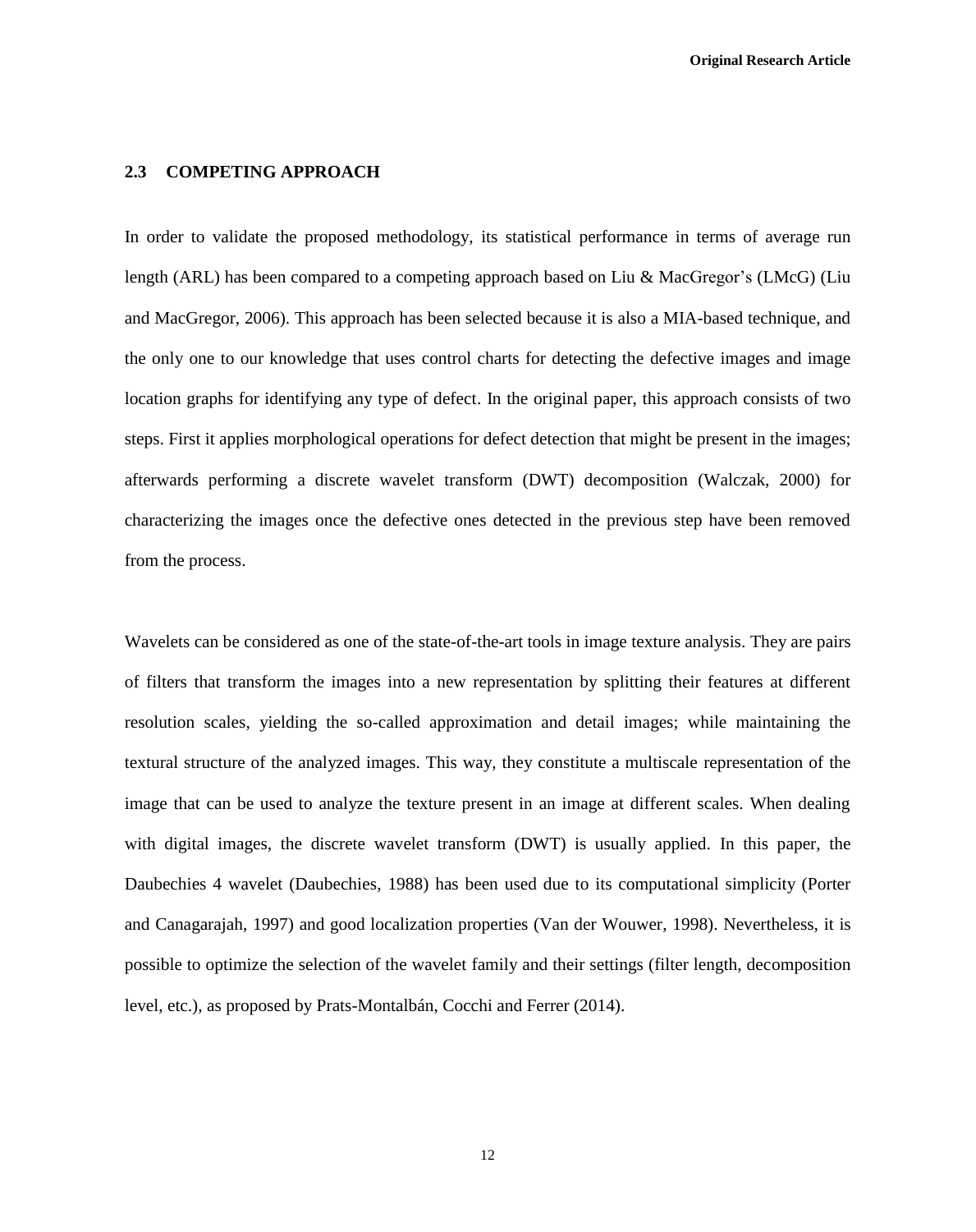## 2.3 COMPETING APPROACH

In order to validate the proposed methodology, its statistical performance in terms of average run length (ARL) has been compared to a competing approach based on Liu & MacGregor's (LMcG) (Liu and MacGregor, 2006). This approach has been selected because it is also a MIA-based technique, and the only one to our knowledge that uses control charts for detecting the defective images and image location graphs for identifying any type of defect. In the original paper, this approach consists of two steps. First it applies morphological operations for defect detection that might be present in the images; afterwards performing a discrete wavelet transform (DWT) decomposition (Walczak, 2000) for characterizing the images once the defective ones detected in the previous step have been removed from the process.

Wavelets can be considered as one of the state-of-the-art tools in image texture analysis. They are pairs of filters that transform the images into a new representation by splitting their features at different resolution scales, yielding the so-called approximation and detail images; while maintaining the textural structure of the analyzed images. This way, they constitute a multiscale representation of the image that can be used to analyze the texture present in an image at different scales. When dealing with digital images, the discrete wavelet transform (DWT) is usually applied. In this paper, the Daubechies 4 wavelet (Daubechies, 1988) has been used due to its computational simplicity (Porter and Canagarajah, 1997) and good localization properties (Van der Wouwer, 1998). Nevertheless, it is possible to optimize the selection of the wavelet family and their settings (filter length, decomposition level, etc.), as proposed by Prats-Montalbán, Cocchi and Ferrer (2014).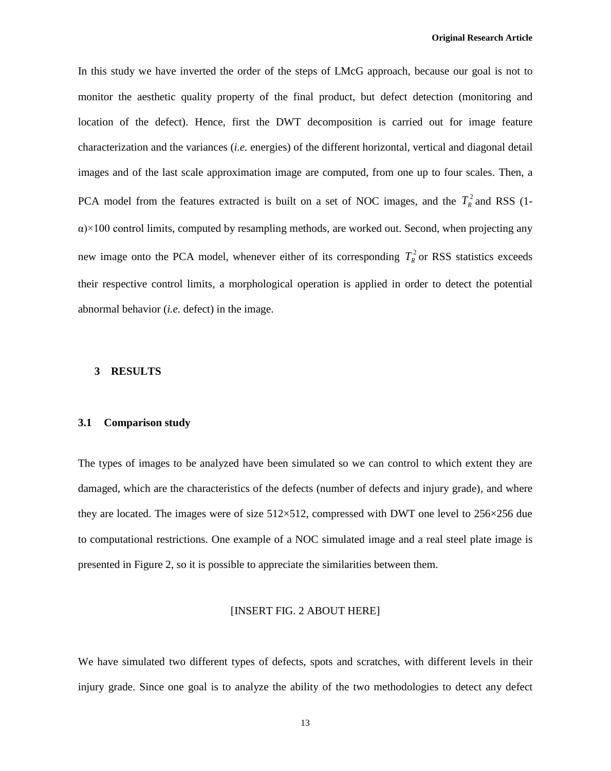In this study we have inverted the order of the steps of LMcG approach, because our goal is not to monitor the aesthetic quality property of the final product, but defect detection (monitoring and location of the defect). Hence, first the DWT decomposition is carried out for image feature characterization and the variances (*i.e.* energies) of the different horizontal, vertical and diagonal detail images and of the last scale approximation image are computed, from one up to four scales. Then, a PCA model from the features extracted is built on a set of NOC images, and the $T_R^2$ and RSS (1-α)×100 control limits, computed by resampling methods, are worked out. Second, when projecting any new image onto the PCA model, whenever either of its corresponding $T_R^2$ or RSS statistics exceeds their respective control limits, a morphological operation is applied in order to detect the potential abnormal behavior (*i.e.* defect) in the image.

## 3 RESULTS

### 3.1 Comparison study

The types of images to be analyzed have been simulated so we can control to which extent they are damaged, which are the characteristics of the defects (number of defects and injury grade), and where they are located. The images were of size 512×512, compressed with DWT one level to 256×256 due to computational restrictions. One example of a NOC simulated image and a real steel plate image is presented in Figure 2, so it is possible to appreciate the similarities between them.

[INSERT FIG. 2 ABOUT HERE]

We have simulated two different types of defects, spots and scratches, with different levels in their injury grade. Since one goal is to analyze the ability of the two methodologies to detect any defect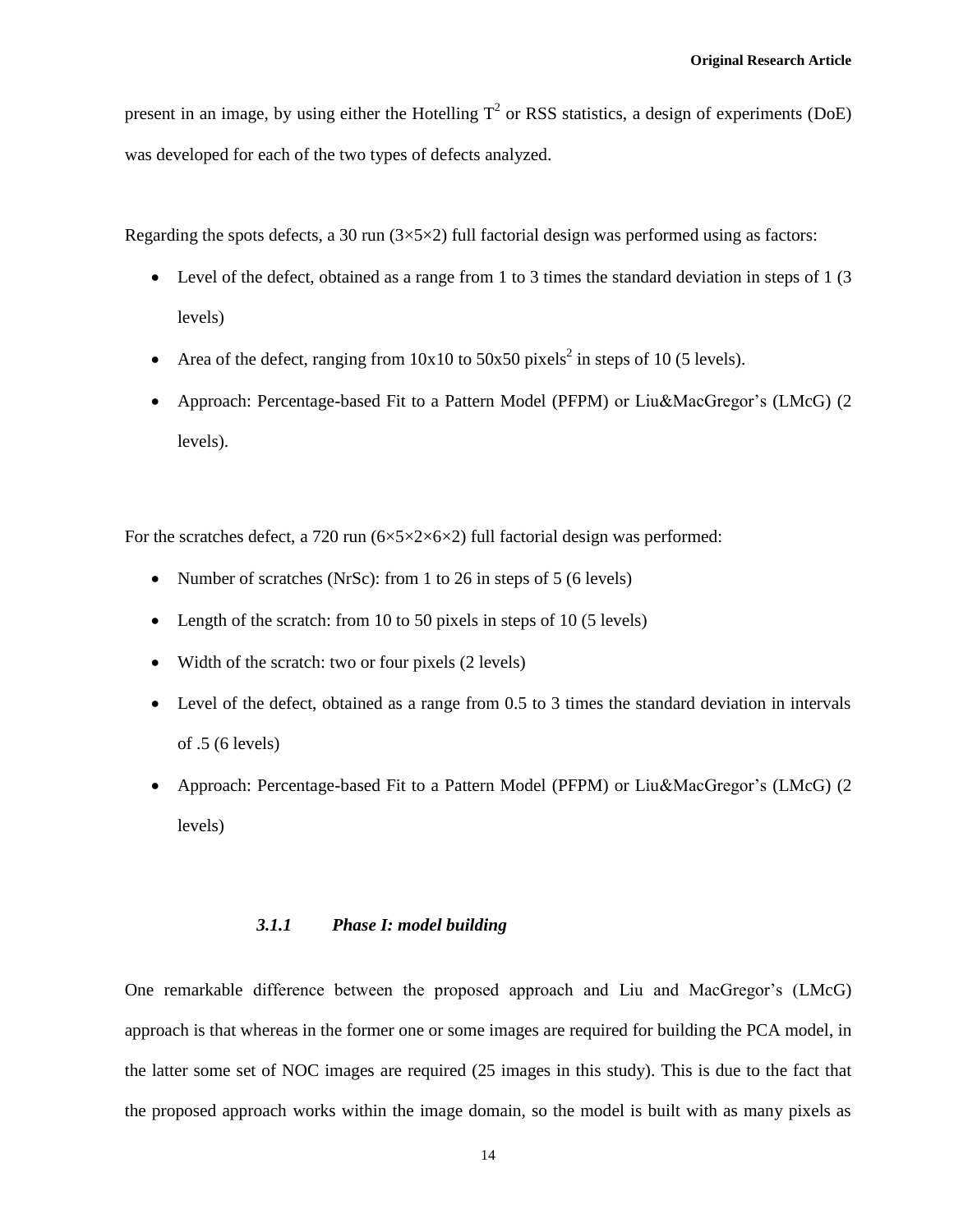present in an image, by using either the Hotelling $T^2$ or RSS statistics, a design of experiments (DoE) was developed for each of the two types of defects analyzed.

Regarding the spots defects, a 30 run (3×5×2) full factorial design was performed using as factors:

- Level of the defect, obtained as a range from 1 to 3 times the standard deviation in steps of 1 (3 levels)
- Area of the defect, ranging from 10x10 to 50x50 $\text{pixels}^2$ in steps of 10 (5 levels).
- Approach: Percentage-based Fit to a Pattern Model (PFPM) or Liu&MacGregor's (LMcG) (2 levels).

For the scratches defect, a 720 run (6×5×2×6×2) full factorial design was performed:

- Number of scratches (NrSc): from 1 to 26 in steps of 5 (6 levels)
- Length of the scratch: from 10 to 50 pixels in steps of 10 (5 levels)
- Width of the scratch: two or four pixels (2 levels)
- Level of the defect, obtained as a range from 0.5 to 3 times the standard deviation in intervals of .5 (6 levels)
- Approach: Percentage-based Fit to a Pattern Model (PFPM) or Liu&MacGregor's (LMcG) (2 levels)

### *3.1.1 Phase I: model building*

One remarkable difference between the proposed approach and Liu and MacGregor's (LMcG) approach is that whereas in the former one or some images are required for building the PCA model, in the latter some set of NOC images are required (25 images in this study). This is due to the fact that the proposed approach works within the image domain, so the model is built with as many pixels as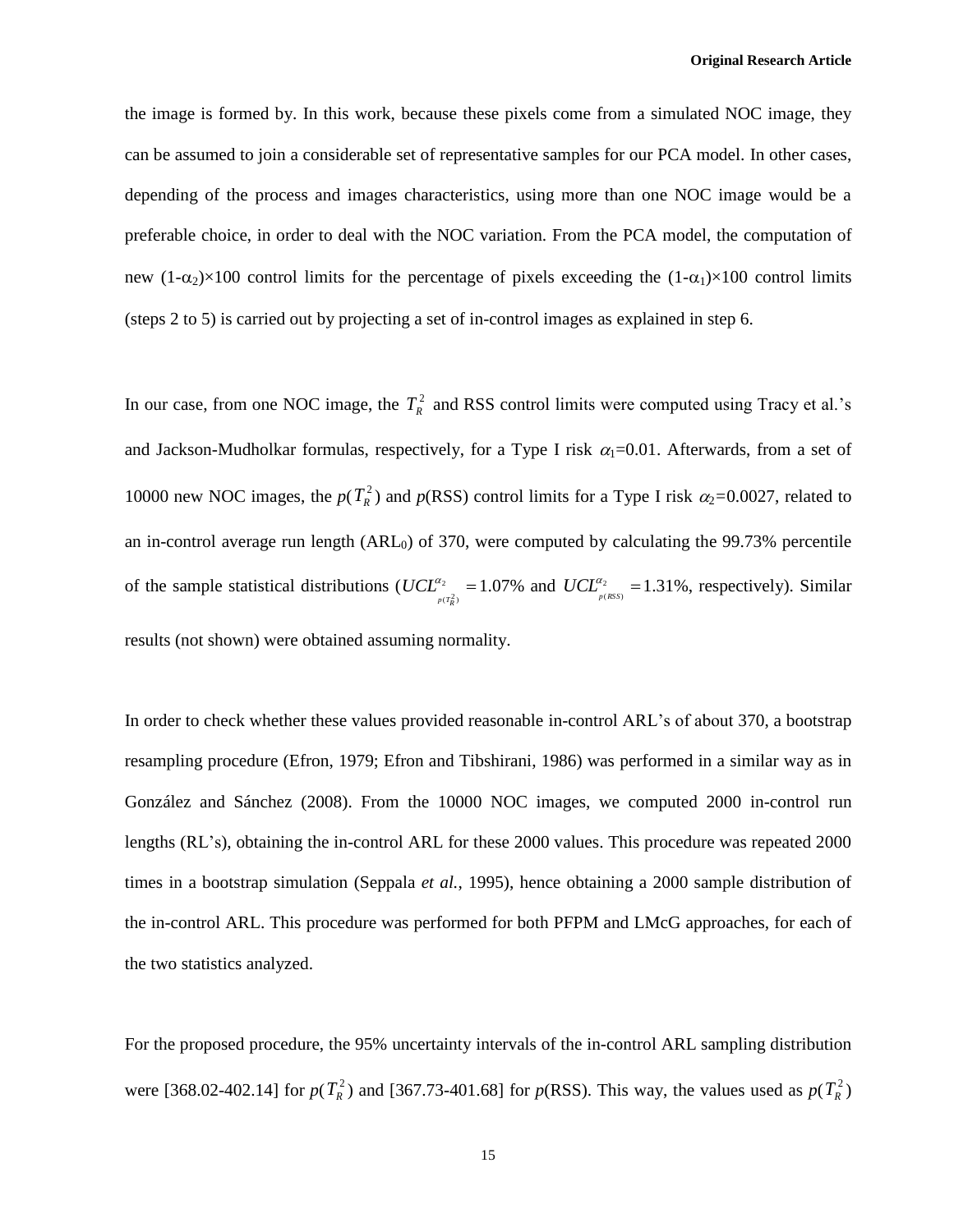the image is formed by. In this work, because these pixels come from a simulated NOC image, they can be assumed to join a considerable set of representative samples for our PCA model. In other cases, depending of the process and images characteristics, using more than one NOC image would be a preferable choice, in order to deal with the NOC variation. From the PCA model, the computation of new $(1-\alpha_2)\times 100$ control limits for the percentage of pixels exceeding the $(1-\alpha_1)\times 100$ control limits (steps 2 to 5) is carried out by projecting a set of in-control images as explained in step 6.

In our case, from one NOC image, the $T_R^2$ and RSS control limits were computed using Tracy et al.'s and Jackson-Mudholkar formulas, respectively, for a Type I risk $\alpha_1$=0.01. Afterwards, from a set of 10000 new NOC images, the $p(T_R^2)$ and $p$(RSS) control limits for a Type I risk $\alpha_2$=0.0027, related to an in-control average run length ($ARL_0$) of 370, were computed by calculating the 99.73% percentile of the sample statistical distributions ($UCL^{\alpha_2}_{p(T_R^2)} = 1.07\%$ and $UCL^{\alpha_2}_{p(RSS)} = 1.31\%$, respectively). Similar results (not shown) were obtained assuming normality.

In order to check whether these values provided reasonable in-control ARL's of about 370, a bootstrap resampling procedure (Efron, 1979; Efron and Tibshirani, 1986) was performed in a similar way as in González and Sánchez (2008). From the 10000 NOC images, we computed 2000 in-control run lengths (RL's), obtaining the in-control ARL for these 2000 values. This procedure was repeated 2000 times in a bootstrap simulation (Seppala *et al.*, 1995), hence obtaining a 2000 sample distribution of the in-control ARL. This procedure was performed for both PFPM and LMcG approaches, for each of the two statistics analyzed.

For the proposed procedure, the 95% uncertainty intervals of the in-control ARL sampling distribution were [368.02-402.14] for $p(T_R^2)$ and [367.73-401.68] for $p$(RSS). This way, the values used as $p(T_R^2)$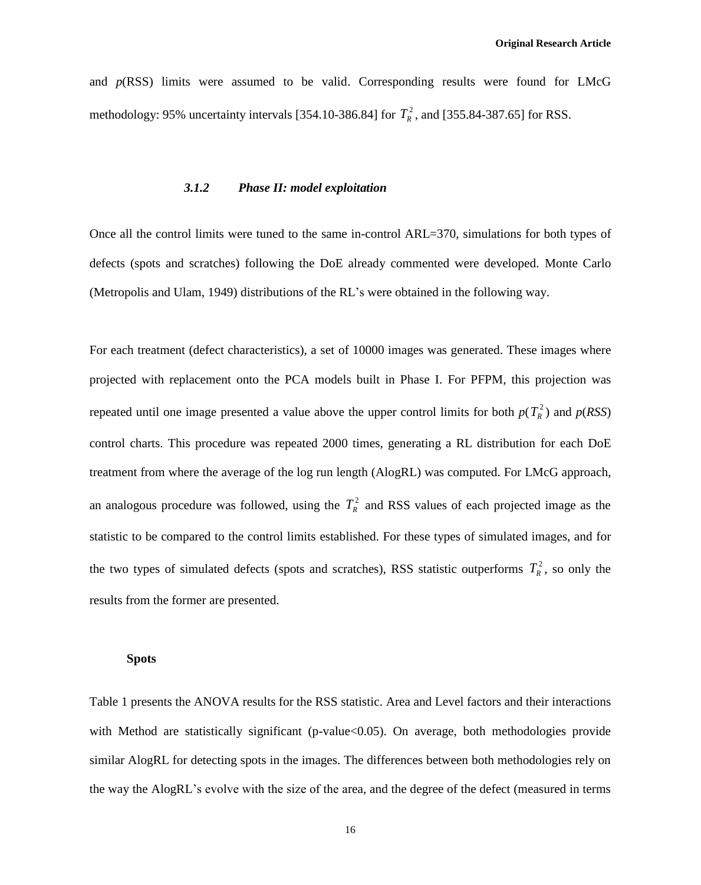and $p$(RSS) limits were assumed to be valid. Corresponding results were found for LMcG methodology: 95% uncertainty intervals [354.10-386.84] for $T_R^2$, and [355.84-387.65] for RSS.

### 3.1.2 *Phase II: model exploitation*

Once all the control limits were tuned to the same in-control ARL=370, simulations for both types of defects (spots and scratches) following the DoE already commented were developed. Monte Carlo (Metropolis and Ulam, 1949) distributions of the RL's were obtained in the following way.

For each treatment (defect characteristics), a set of 10000 images was generated. These images where projected with replacement onto the PCA models built in Phase I. For PFPM, this projection was repeated until one image presented a value above the upper control limits for both $p(T_R^2)$ and $p(RSS)$ control charts. This procedure was repeated 2000 times, generating a RL distribution for each DoE treatment from where the average of the log run length (AlogRL) was computed. For LMcG approach, an analogous procedure was followed, using the $T_R^2$ and RSS values of each projected image as the statistic to be compared to the control limits established. For these types of simulated images, and for the two types of simulated defects (spots and scratches), RSS statistic outperforms $T_R^2$, so only the results from the former are presented.

**Spots**

Table 1 presents the ANOVA results for the RSS statistic. Area and Level factors and their interactions with Method are statistically significant (p-value<0.05). On average, both methodologies provide similar AlogRL for detecting spots in the images. The differences between both methodologies rely on the way the AlogRL's evolve with the size of the area, and the degree of the defect (measured in terms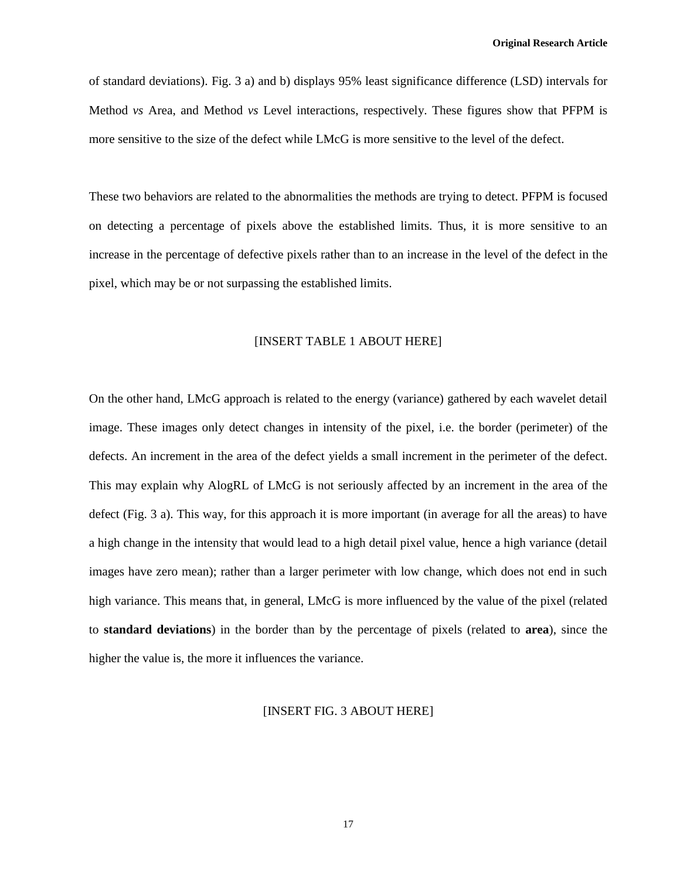of standard deviations). Fig. 3 a) and b) displays 95% least significance difference (LSD) intervals for Method *vs* Area, and Method *vs* Level interactions, respectively. These figures show that PFPM is more sensitive to the size of the defect while LMcG is more sensitive to the level of the defect.

These two behaviors are related to the abnormalities the methods are trying to detect. PFPM is focused on detecting a percentage of pixels above the established limits. Thus, it is more sensitive to an increase in the percentage of defective pixels rather than to an increase in the level of the defect in the pixel, which may be or not surpassing the established limits.

[INSERT TABLE 1 ABOUT HERE]

On the other hand, LMcG approach is related to the energy (variance) gathered by each wavelet detail image. These images only detect changes in intensity of the pixel, i.e. the border (perimeter) of the defects. An increment in the area of the defect yields a small increment in the perimeter of the defect. This may explain why AlogRL of LMcG is not seriously affected by an increment in the area of the defect (Fig. 3 a). This way, for this approach it is more important (in average for all the areas) to have a high change in the intensity that would lead to a high detail pixel value, hence a high variance (detail images have zero mean); rather than a larger perimeter with low change, which does not end in such high variance. This means that, in general, LMcG is more influenced by the value of the pixel (related to **standard deviations**) in the border than by the percentage of pixels (related to **area**), since the higher the value is, the more it influences the variance.

[INSERT FIG. 3 ABOUT HERE]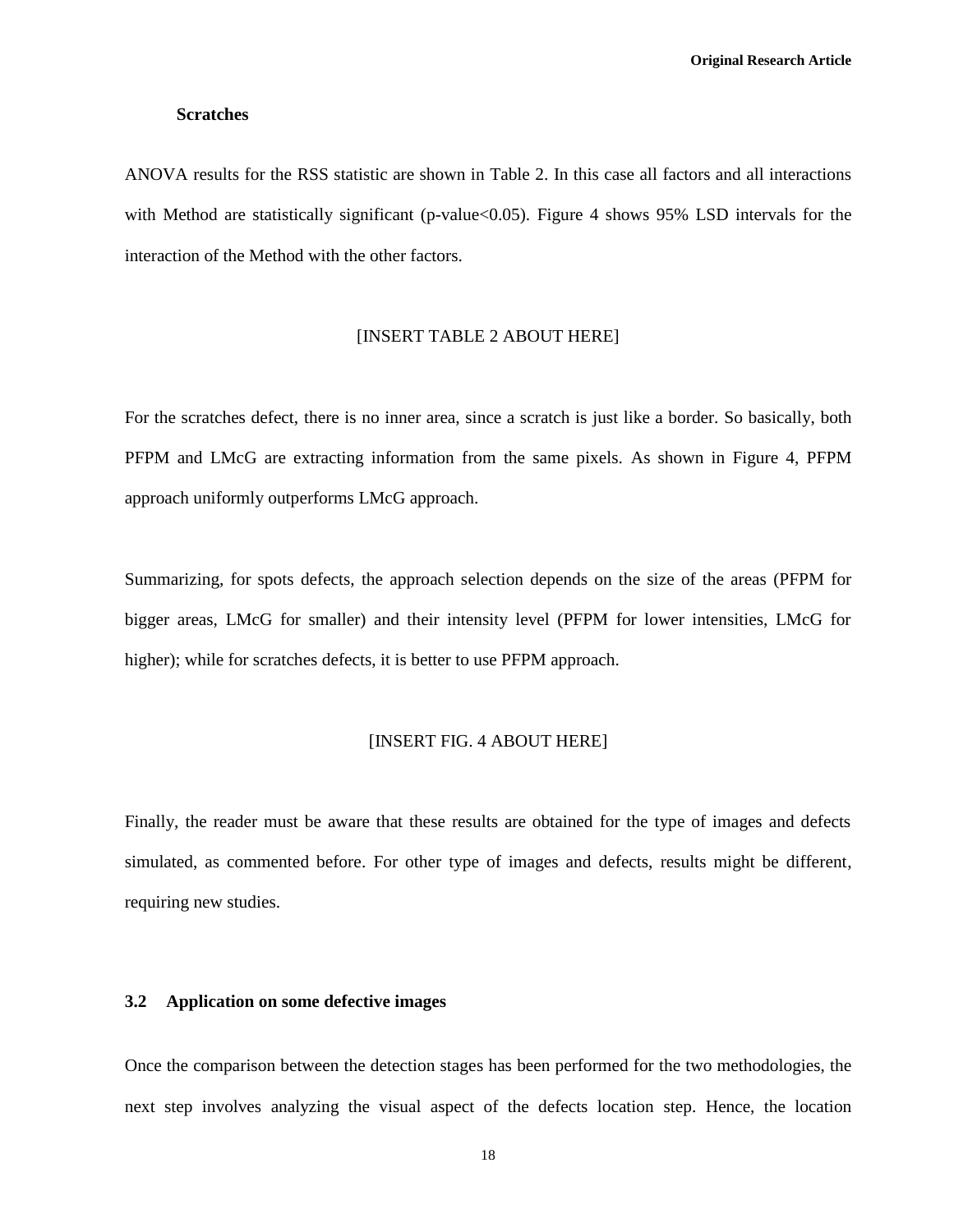#### Scratches

ANOVA results for the RSS statistic are shown in Table 2. In this case all factors and all interactions with Method are statistically significant (p-value<0.05). Figure 4 shows 95% LSD intervals for the interaction of the Method with the other factors.

[INSERT TABLE 2 ABOUT HERE]

For the scratches defect, there is no inner area, since a scratch is just like a border. So basically, both PFPM and LMcG are extracting information from the same pixels. As shown in Figure 4, PFPM approach uniformly outperforms LMcG approach.

Summarizing, for spots defects, the approach selection depends on the size of the areas (PFPM for bigger areas, LMcG for smaller) and their intensity level (PFPM for lower intensities, LMcG for higher); while for scratches defects, it is better to use PFPM approach.

[INSERT FIG. 4 ABOUT HERE]

Finally, the reader must be aware that these results are obtained for the type of images and defects simulated, as commented before. For other type of images and defects, results might be different, requiring new studies.

### 3.2 Application on some defective images

Once the comparison between the detection stages has been performed for the two methodologies, the next step involves analyzing the visual aspect of the defects location step. Hence, the location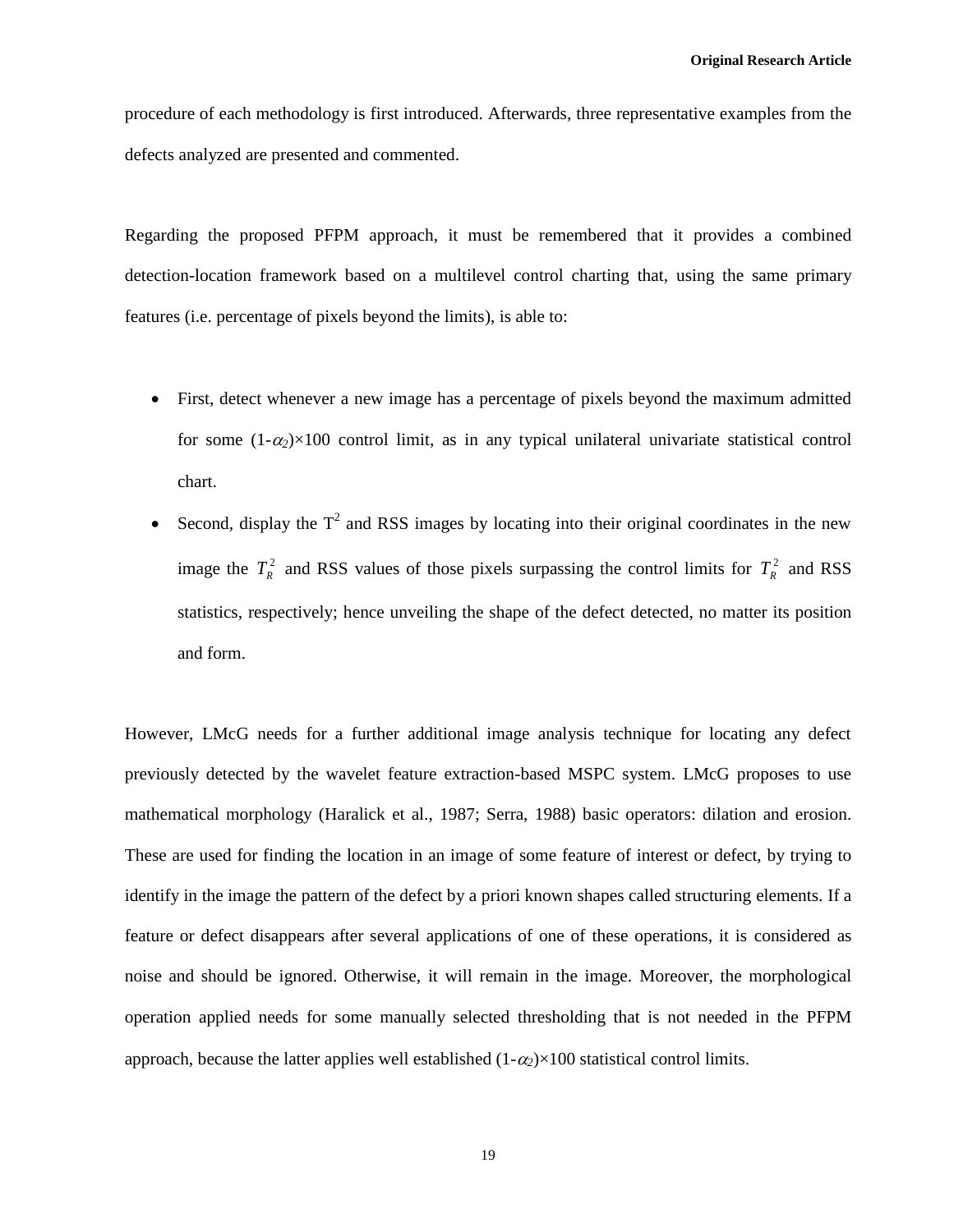procedure of each methodology is first introduced. Afterwards, three representative examples from the defects analyzed are presented and commented.

Regarding the proposed PFPM approach, it must be remembered that it provides a combined detection-location framework based on a multilevel control charting that, using the same primary features (i.e. percentage of pixels beyond the limits), is able to:

- First, detect whenever a new image has a percentage of pixels beyond the maximum admitted for some $(1-\alpha_2)\times100$ control limit, as in any typical unilateral univariate statistical control chart.
- Second, display the $T^2$ and RSS images by locating into their original coordinates in the new image the $T_R^2$ and RSS values of those pixels surpassing the control limits for $T_R^2$ and RSS statistics, respectively; hence unveiling the shape of the defect detected, no matter its position and form.

However, LMcG needs for a further additional image analysis technique for locating any defect previously detected by the wavelet feature extraction-based MSPC system. LMcG proposes to use mathematical morphology (Haralick et al., 1987; Serra, 1988) basic operators: dilation and erosion. These are used for finding the location in an image of some feature of interest or defect, by trying to identify in the image the pattern of the defect by a priori known shapes called structuring elements. If a feature or defect disappears after several applications of one of these operations, it is considered as noise and should be ignored. Otherwise, it will remain in the image. Moreover, the morphological operation applied needs for some manually selected thresholding that is not needed in the PFPM approach, because the latter applies well established $(1-\alpha_2)\times100$ statistical control limits.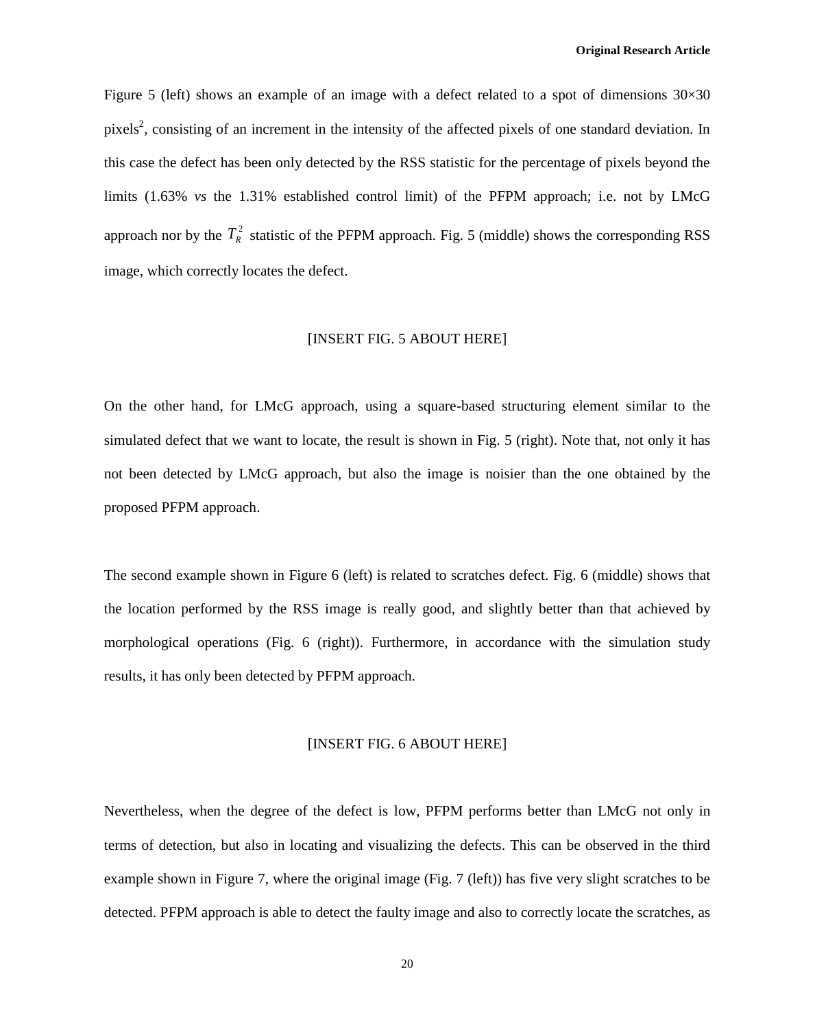Figure 5 (left) shows an example of an image with a defect related to a spot of dimensions 30×30 pixels$^2$, consisting of an increment in the intensity of the affected pixels of one standard deviation. In this case the defect has been only detected by the RSS statistic for the percentage of pixels beyond the limits (1.63% *vs* the 1.31% established control limit) of the PFPM approach; i.e. not by LMcG approach nor by the $T_R^2$ statistic of the PFPM approach. Fig. 5 (middle) shows the corresponding RSS image, which correctly locates the defect.

[INSERT FIG. 5 ABOUT HERE]

On the other hand, for LMcG approach, using a square-based structuring element similar to the simulated defect that we want to locate, the result is shown in Fig. 5 (right). Note that, not only it has not been detected by LMcG approach, but also the image is noisier than the one obtained by the proposed PFPM approach.

The second example shown in Figure 6 (left) is related to scratches defect. Fig. 6 (middle) shows that the location performed by the RSS image is really good, and slightly better than that achieved by morphological operations (Fig. 6 (right)). Furthermore, in accordance with the simulation study results, it has only been detected by PFPM approach.

[INSERT FIG. 6 ABOUT HERE]

Nevertheless, when the degree of the defect is low, PFPM performs better than LMcG not only in terms of detection, but also in locating and visualizing the defects. This can be observed in the third example shown in Figure 7, where the original image (Fig. 7 (left)) has five very slight scratches to be detected. PFPM approach is able to detect the faulty image and also to correctly locate the scratches, as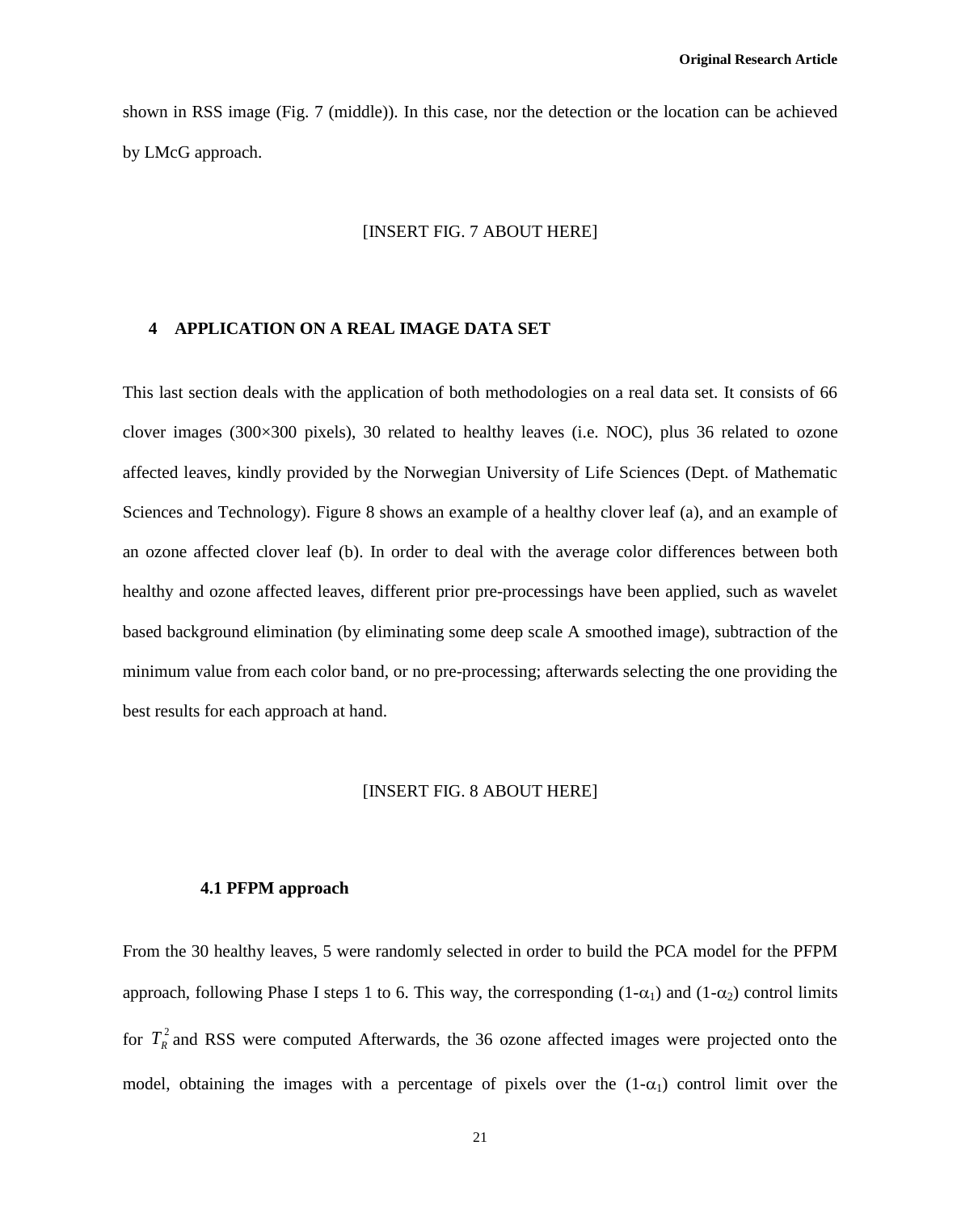shown in RSS image (Fig. 7 (middle)). In this case, nor the detection or the location can be achieved by LMcG approach.

[INSERT FIG. 7 ABOUT HERE]

## 4 APPLICATION ON A REAL IMAGE DATA SET

This last section deals with the application of both methodologies on a real data set. It consists of 66 clover images (300×300 pixels), 30 related to healthy leaves (i.e. NOC), plus 36 related to ozone affected leaves, kindly provided by the Norwegian University of Life Sciences (Dept. of Mathematic Sciences and Technology). Figure 8 shows an example of a healthy clover leaf (a), and an example of an ozone affected clover leaf (b). In order to deal with the average color differences between both healthy and ozone affected leaves, different prior pre-processings have been applied, such as wavelet based background elimination (by eliminating some deep scale A smoothed image), subtraction of the minimum value from each color band, or no pre-processing; afterwards selecting the one providing the best results for each approach at hand.

[INSERT FIG. 8 ABOUT HERE]

### 4.1 PFPM approach

From the 30 healthy leaves, 5 were randomly selected in order to build the PCA model for the PFPM approach, following Phase I steps 1 to 6. This way, the corresponding (1-$\alpha_1$) and (1-$\alpha_2$) control limits for $T_R^2$ and RSS were computed Afterwards, the 36 ozone affected images were projected onto the model, obtaining the images with a percentage of pixels over the (1-$\alpha_1$) control limit over the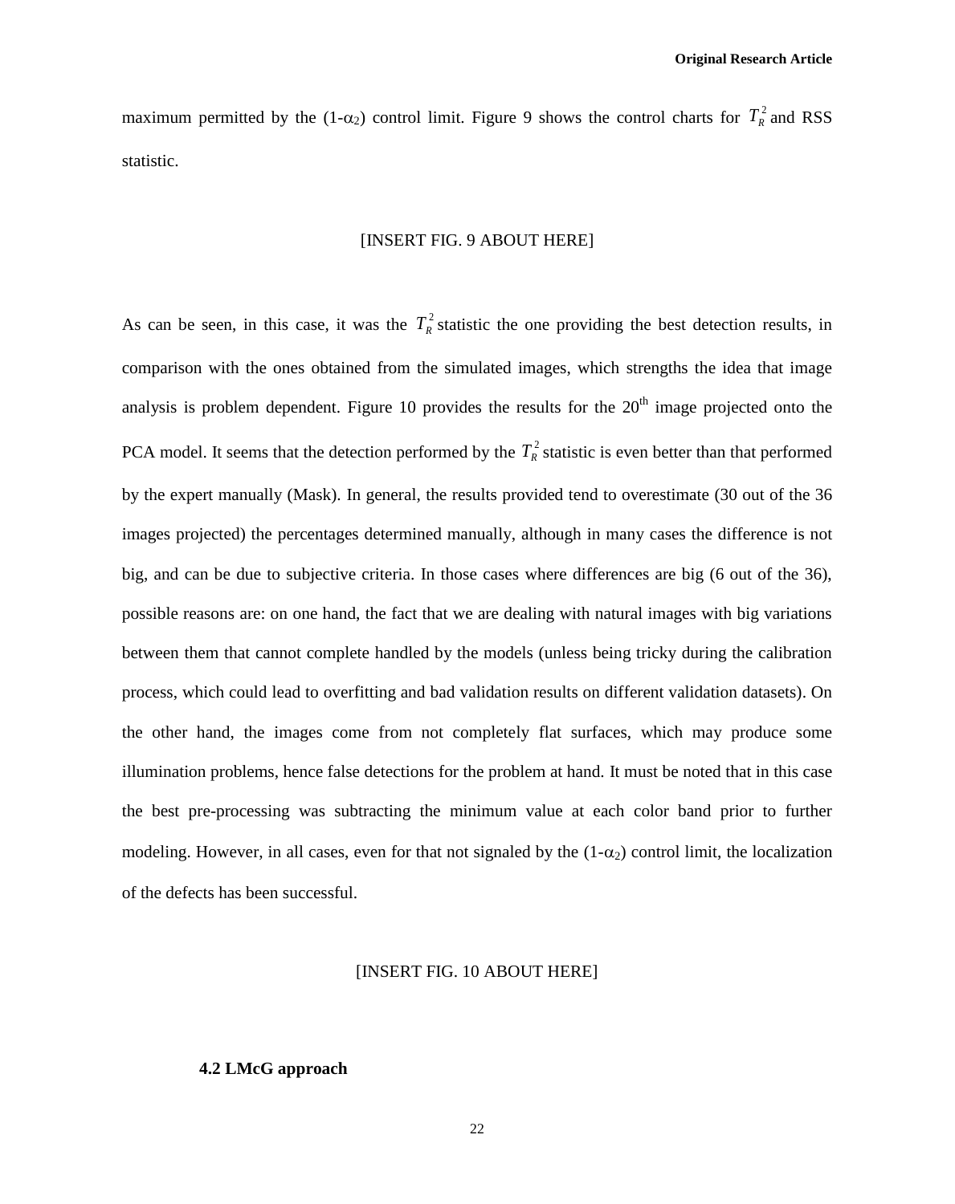maximum permitted by the (1-$\alpha_2$) control limit. Figure 9 shows the control charts for $T_R^2$ and RSS statistic.

[INSERT FIG. 9 ABOUT HERE]

As can be seen, in this case, it was the $T_R^2$ statistic the one providing the best detection results, in comparison with the ones obtained from the simulated images, which strengths the idea that image analysis is problem dependent. Figure 10 provides the results for the 20$^{th}$ image projected onto the PCA model. It seems that the detection performed by the $T_R^2$ statistic is even better than that performed by the expert manually (Mask). In general, the results provided tend to overestimate (30 out of the 36 images projected) the percentages determined manually, although in many cases the difference is not big, and can be due to subjective criteria. In those cases where differences are big (6 out of the 36), possible reasons are: on one hand, the fact that we are dealing with natural images with big variations between them that cannot complete handled by the models (unless being tricky during the calibration process, which could lead to overfitting and bad validation results on different validation datasets). On the other hand, the images come from not completely flat surfaces, which may produce some illumination problems, hence false detections for the problem at hand. It must be noted that in this case the best pre-processing was subtracting the minimum value at each color band prior to further modeling. However, in all cases, even for that not signaled by the (1-$\alpha_2$) control limit, the localization of the defects has been successful.

[INSERT FIG. 10 ABOUT HERE]

### 4.2 LMcG approach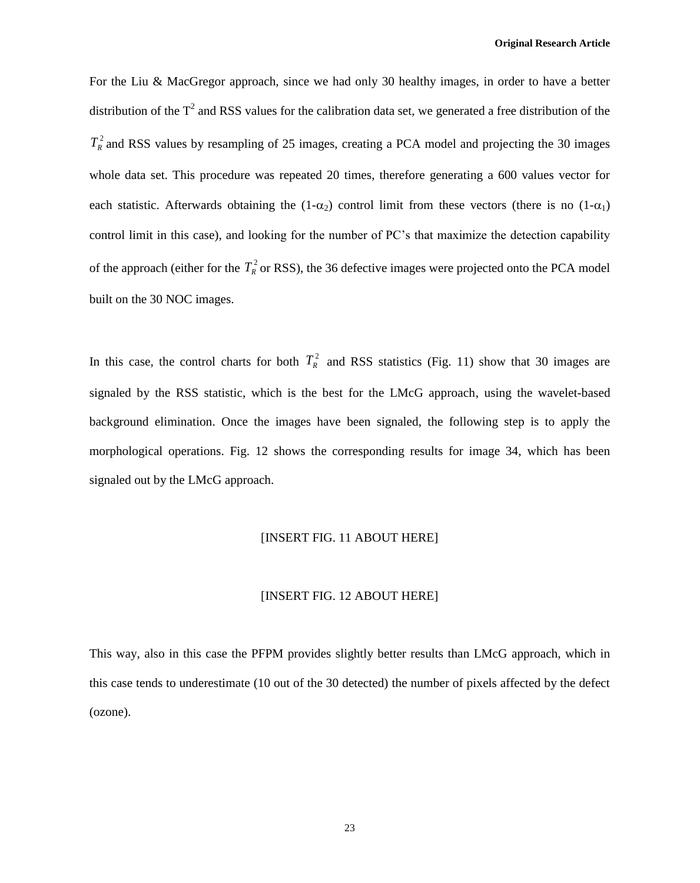For the Liu & MacGregor approach, since we had only 30 healthy images, in order to have a better distribution of the $T^2$ and RSS values for the calibration data set, we generated a free distribution of the $T_R^2$ and RSS values by resampling of 25 images, creating a PCA model and projecting the 30 images whole data set. This procedure was repeated 20 times, therefore generating a 600 values vector for each statistic. Afterwards obtaining the $(1-\alpha_2)$ control limit from these vectors (there is no $(1-\alpha_1)$ control limit in this case), and looking for the number of PC's that maximize the detection capability of the approach (either for the $T_R^2$ or RSS), the 36 defective images were projected onto the PCA model built on the 30 NOC images.

In this case, the control charts for both $T_R^2$ and RSS statistics (Fig. 11) show that 30 images are signaled by the RSS statistic, which is the best for the LMcG approach, using the wavelet-based background elimination. Once the images have been signaled, the following step is to apply the morphological operations. Fig. 12 shows the corresponding results for image 34, which has been signaled out by the LMcG approach.

[INSERT FIG. 11 ABOUT HERE]

[INSERT FIG. 12 ABOUT HERE]

This way, also in this case the PFPM provides slightly better results than LMcG approach, which in this case tends to underestimate (10 out of the 30 detected) the number of pixels affected by the defect (ozone).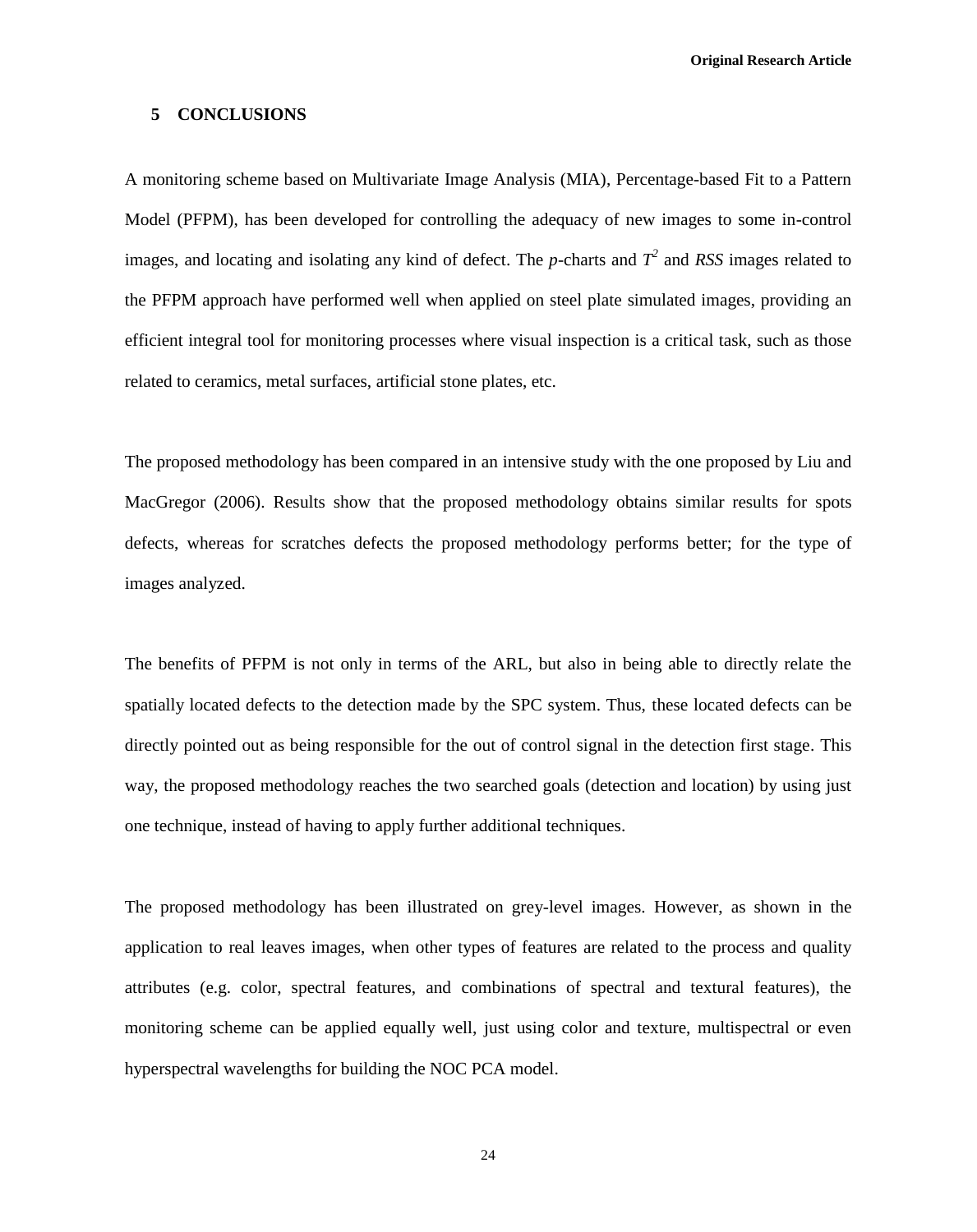## 5 CONCLUSIONS

A monitoring scheme based on Multivariate Image Analysis (MIA), Percentage-based Fit to a Pattern Model (PFPM), has been developed for controlling the adequacy of new images to some in-control images, and locating and isolating any kind of defect. The *p*-charts and $T^2$ and *RSS* images related to the PFPM approach have performed well when applied on steel plate simulated images, providing an efficient integral tool for monitoring processes where visual inspection is a critical task, such as those related to ceramics, metal surfaces, artificial stone plates, etc.

The proposed methodology has been compared in an intensive study with the one proposed by Liu and MacGregor (2006). Results show that the proposed methodology obtains similar results for spots defects, whereas for scratches defects the proposed methodology performs better; for the type of images analyzed.

The benefits of PFPM is not only in terms of the ARL, but also in being able to directly relate the spatially located defects to the detection made by the SPC system. Thus, these located defects can be directly pointed out as being responsible for the out of control signal in the detection first stage. This way, the proposed methodology reaches the two searched goals (detection and location) by using just one technique, instead of having to apply further additional techniques.

The proposed methodology has been illustrated on grey-level images. However, as shown in the application to real leaves images, when other types of features are related to the process and quality attributes (e.g. color, spectral features, and combinations of spectral and textural features), the monitoring scheme can be applied equally well, just using color and texture, multispectral or even hyperspectral wavelengths for building the NOC PCA model.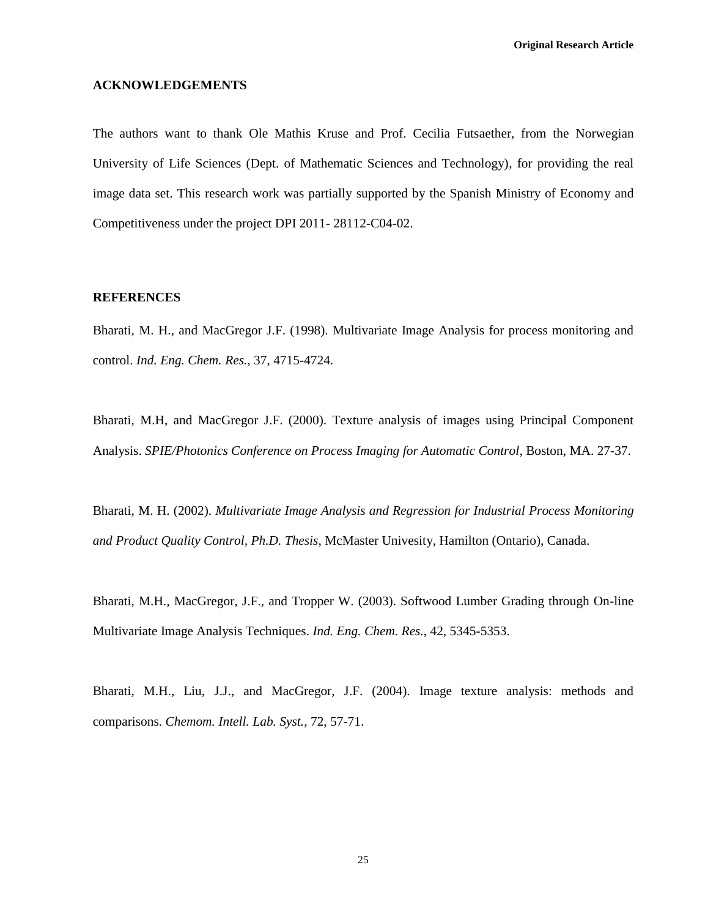## ACKNOWLEDGEMENTS

The authors want to thank Ole Mathis Kruse and Prof. Cecilia Futsaether, from the Norwegian University of Life Sciences (Dept. of Mathematic Sciences and Technology), for providing the real image data set. This research work was partially supported by the Spanish Ministry of Economy and Competitiveness under the project DPI 2011- 28112-C04-02.

## REFERENCES

Bharati, M. H., and MacGregor J.F. (1998). Multivariate Image Analysis for process monitoring and control. *Ind. Eng. Chem. Res.*, 37, 4715-4724.

Bharati, M.H, and MacGregor J.F. (2000). Texture analysis of images using Principal Component Analysis. *SPIE/Photonics Conference on Process Imaging for Automatic Control*, Boston, MA. 27-37.

Bharati, M. H. (2002). *Multivariate Image Analysis and Regression for Industrial Process Monitoring and Product Quality Control, Ph.D. Thesis*, McMaster Univesity, Hamilton (Ontario), Canada.

Bharati, M.H., MacGregor, J.F., and Tropper W. (2003). Softwood Lumber Grading through On-line Multivariate Image Analysis Techniques. *Ind. Eng. Chem. Res.*, 42, 5345-5353.

Bharati, M.H., Liu, J.J., and MacGregor, J.F. (2004). Image texture analysis: methods and comparisons. *Chemom. Intell. Lab. Syst.*, 72, 57-71.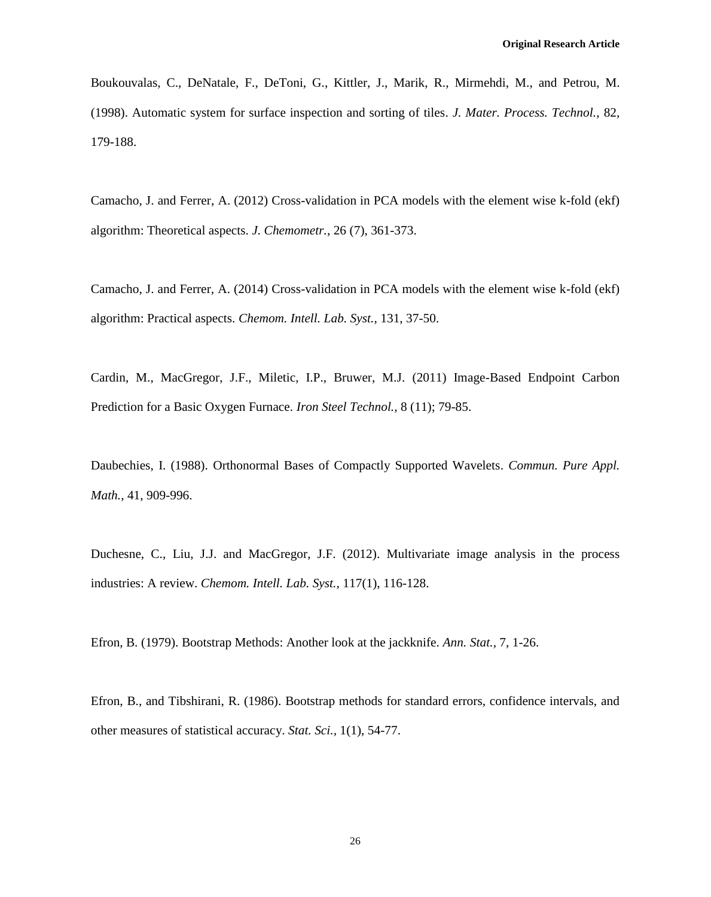Boukouvalas, C., DeNatale, F., DeToni, G., Kittler, J., Marik, R., Mirmehdi, M., and Petrou, M. (1998). Automatic system for surface inspection and sorting of tiles. *J. Mater. Process. Technol.*, 82, 179-188.

Camacho, J. and Ferrer, A. (2012) Cross-validation in PCA models with the element wise k-fold (ekf) algorithm: Theoretical aspects. *J. Chemometr.*, 26 (7), 361-373.

Camacho, J. and Ferrer, A. (2014) Cross-validation in PCA models with the element wise k-fold (ekf) algorithm: Practical aspects. *Chemom. Intell. Lab. Syst.*, 131, 37-50.

Cardin, M., MacGregor, J.F., Miletic, I.P., Bruwer, M.J. (2011) Image-Based Endpoint Carbon Prediction for a Basic Oxygen Furnace. *Iron Steel Technol.,* 8 (11); 79-85.

Daubechies, I. (1988). Orthonormal Bases of Compactly Supported Wavelets. *Commun. Pure Appl. Math.*, 41, 909-996.

Duchesne, C., Liu, J.J. and MacGregor, J.F. (2012). Multivariate image analysis in the process industries: A review. *Chemom. Intell. Lab. Syst.*, 117(1), 116-128.

Efron, B. (1979). Bootstrap Methods: Another look at the jackknife. *Ann. Stat.*, 7, 1-26.

Efron, B., and Tibshirani, R. (1986). Bootstrap methods for standard errors, confidence intervals, and other measures of statistical accuracy. *Stat. Sci.*, 1(1), 54-77.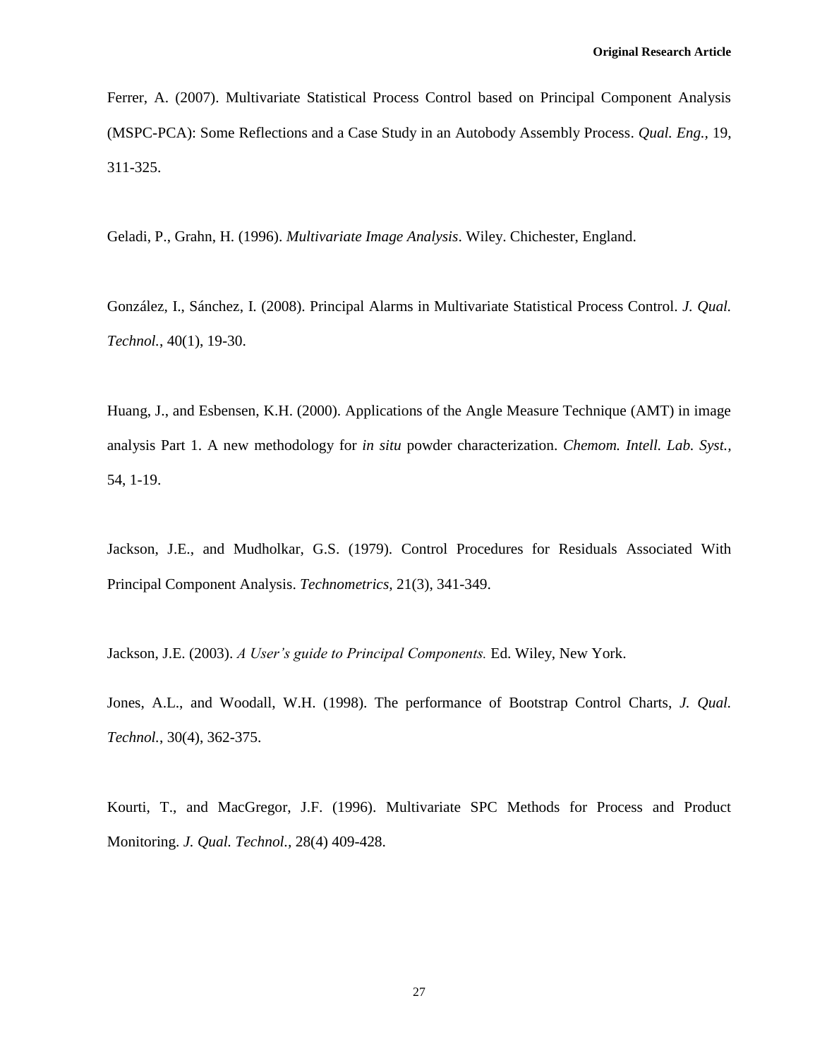Ferrer, A. (2007). Multivariate Statistical Process Control based on Principal Component Analysis (MSPC-PCA): Some Reflections and a Case Study in an Autobody Assembly Process. *Qual. Eng.,* 19, 311-325.

Geladi, P., Grahn, H. (1996). *Multivariate Image Analysis*. Wiley. Chichester, England.

González, I., Sánchez, I. (2008). Principal Alarms in Multivariate Statistical Process Control. *J. Qual. Technol.*, 40(1), 19-30.

Huang, J., and Esbensen, K.H. (2000). Applications of the Angle Measure Technique (AMT) in image analysis Part 1. A new methodology for *in situ* powder characterization. *Chemom. Intell. Lab. Syst.*, 54, 1-19.

Jackson, J.E., and Mudholkar, G.S. (1979). Control Procedures for Residuals Associated With Principal Component Analysis. *Technometrics,* 21(3), 341-349.

Jackson, J.E. (2003). *A User's guide to Principal Components.* Ed. Wiley, New York.

Jones, A.L., and Woodall, W.H. (1998). The performance of Bootstrap Control Charts, *J. Qual. Technol.*, 30(4), 362-375.

Kourti, T., and MacGregor, J.F. (1996). Multivariate SPC Methods for Process and Product Monitoring. *J. Qual. Technol.*, 28(4) 409-428.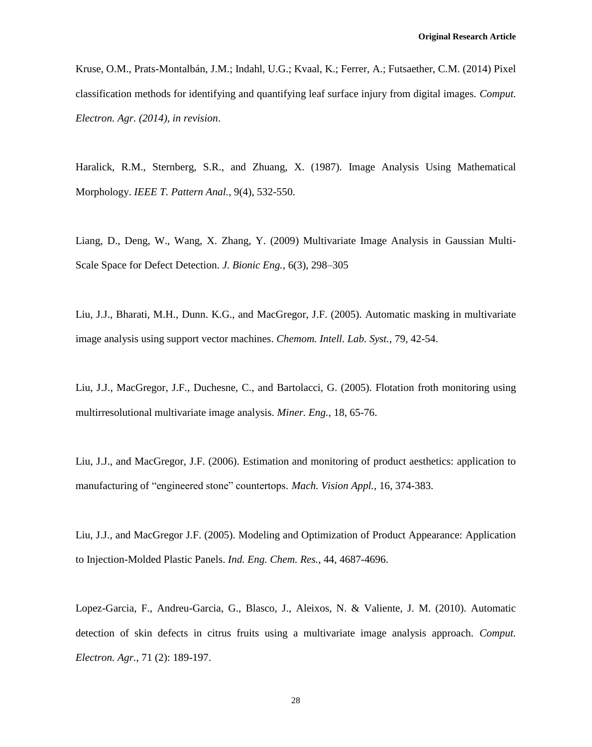Kruse, O.M., Prats-Montalbán, J.M.; Indahl, U.G.; Kvaal, K.; Ferrer, A.; Futsaether, C.M. (2014) Pixel classification methods for identifying and quantifying leaf surface injury from digital images. *Comput. Electron. Agr. (2014), in revision*.

Haralick, R.M., Sternberg, S.R., and Zhuang, X. (1987). Image Analysis Using Mathematical Morphology. *IEEE T. Pattern Anal.*, 9(4), 532-550.

Liang, D., Deng, W., Wang, X. Zhang, Y. (2009) Multivariate Image Analysis in Gaussian Multi-Scale Space for Defect Detection. *J. Bionic Eng.*, 6(3), 298–305

Liu, J.J., Bharati, M.H., Dunn. K.G., and MacGregor, J.F. (2005). Automatic masking in multivariate image analysis using support vector machines. *Chemom. Intell. Lab. Syst.*, 79, 42-54.

Liu, J.J., MacGregor, J.F., Duchesne, C., and Bartolacci, G. (2005). Flotation froth monitoring using multirresolutional multivariate image analysis. *Miner. Eng.*, 18, 65-76.

Liu, J.J., and MacGregor, J.F. (2006). Estimation and monitoring of product aesthetics: application to manufacturing of "engineered stone" countertops. *Mach. Vision Appl.*, 16, 374-383.

Liu, J.J., and MacGregor J.F. (2005). Modeling and Optimization of Product Appearance: Application to Injection-Molded Plastic Panels. *Ind. Eng. Chem. Res.*, 44, 4687-4696.

Lopez-Garcia, F., Andreu-Garcia, G., Blasco, J., Aleixos, N. & Valiente, J. M. (2010). Automatic detection of skin defects in citrus fruits using a multivariate image analysis approach. *Comput. Electron. Agr.*, 71 (2): 189-197.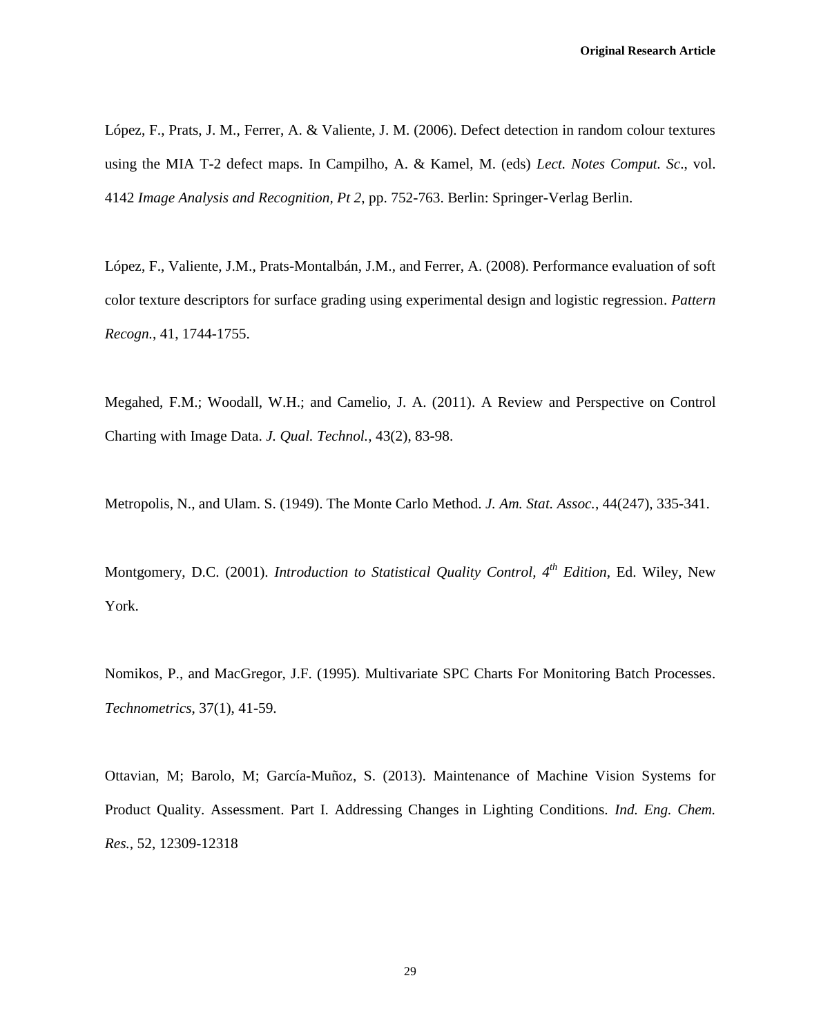López, F., Prats, J. M., Ferrer, A. & Valiente, J. M. (2006). Defect detection in random colour textures using the MIA T-2 defect maps. In Campilho, A. & Kamel, M. (eds) *Lect. Notes Comput. Sc*., vol. 4142 *Image Analysis and Recognition, Pt 2*, pp. 752-763. Berlin: Springer-Verlag Berlin.

López, F., Valiente, J.M., Prats-Montalbán, J.M., and Ferrer, A. (2008). Performance evaluation of soft color texture descriptors for surface grading using experimental design and logistic regression. *Pattern Recogn.*, 41, 1744-1755.

Megahed, F.M.; Woodall, W.H.; and Camelio, J. A. (2011). A Review and Perspective on Control Charting with Image Data. *J. Qual. Technol.*, 43(2), 83-98.

Metropolis, N., and Ulam. S. (1949). The Monte Carlo Method. *J. Am. Stat. Assoc.*, 44(247), 335-341.

Montgomery, D.C. (2001). *Introduction to Statistical Quality Control, 4th Edition*, Ed. Wiley, New York.

Nomikos, P., and MacGregor, J.F. (1995). Multivariate SPC Charts For Monitoring Batch Processes. *Technometrics*, 37(1), 41-59.

Ottavian, M; Barolo, M; García-Muñoz, S. (2013). Maintenance of Machine Vision Systems for Product Quality. Assessment. Part I. Addressing Changes in Lighting Conditions. *Ind. Eng. Chem. Res.*, 52, 12309-12318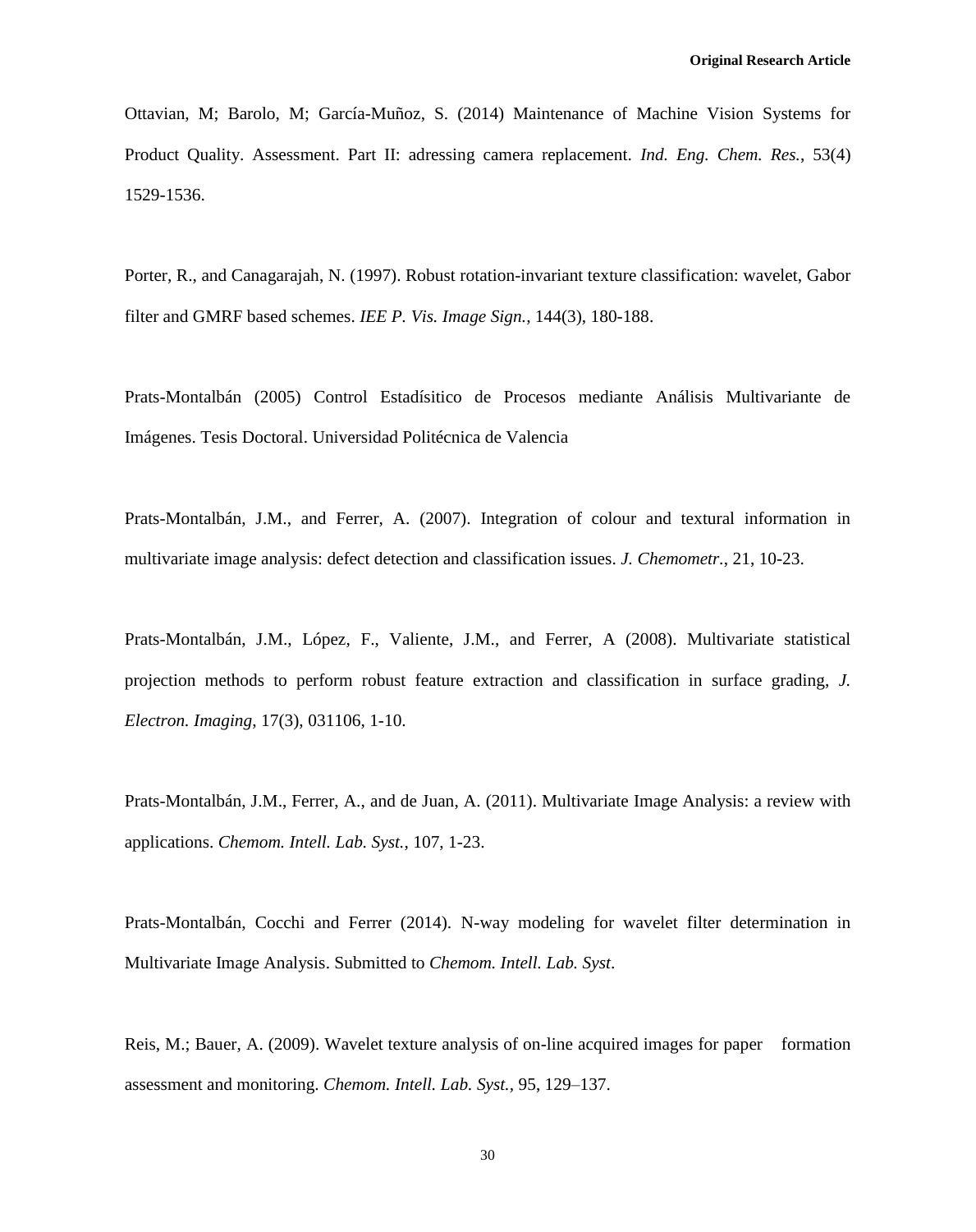Ottavian, M; Barolo, M; García-Muñoz, S. (2014) Maintenance of Machine Vision Systems for Product Quality. Assessment. Part II: adressing camera replacement. *Ind. Eng. Chem. Res.*, 53(4) 1529-1536.

Porter, R., and Canagarajah, N. (1997). Robust rotation-invariant texture classification: wavelet, Gabor filter and GMRF based schemes. *IEE P. Vis. Image Sign.*, 144(3), 180-188.

Prats-Montalbán (2005) Control Estadísitico de Procesos mediante Análisis Multivariante de Imágenes. Tesis Doctoral. Universidad Politécnica de Valencia

Prats-Montalbán, J.M., and Ferrer, A. (2007). Integration of colour and textural information in multivariate image analysis: defect detection and classification issues. *J. Chemometr.*, 21, 10-23.

Prats-Montalbán, J.M., López, F., Valiente, J.M., and Ferrer, A (2008). Multivariate statistical projection methods to perform robust feature extraction and classification in surface grading, *J. Electron. Imaging*, 17(3), 031106, 1-10.

Prats-Montalbán, J.M., Ferrer, A., and de Juan, A. (2011). Multivariate Image Analysis: a review with applications. *Chemom. Intell. Lab. Syst.*, 107, 1-23.

Prats-Montalbán, Cocchi and Ferrer (2014). N-way modeling for wavelet filter determination in Multivariate Image Analysis. Submitted to *Chemom. Intell. Lab. Syst*.

Reis, M.; Bauer, A. (2009). Wavelet texture analysis of on-line acquired images for paper formation assessment and monitoring. *Chemom. Intell. Lab. Syst.*, 95, 129–137.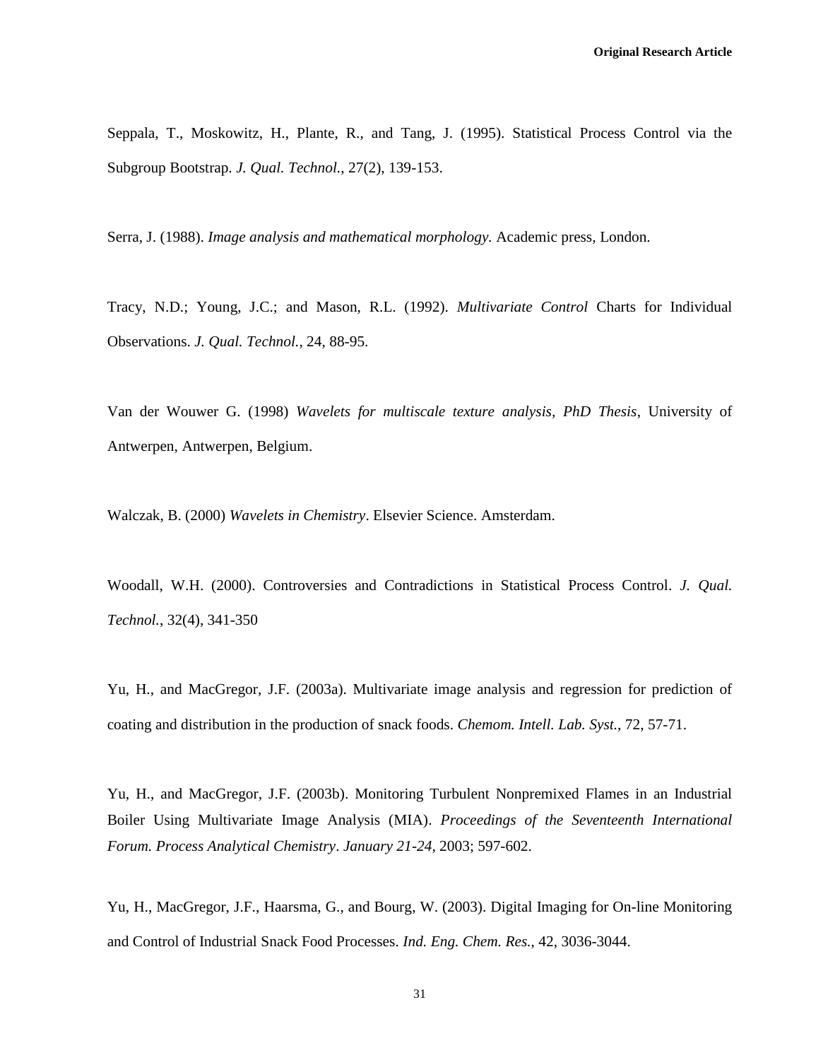Seppala, T., Moskowitz, H., Plante, R., and Tang, J. (1995). Statistical Process Control via the Subgroup Bootstrap. *J. Qual. Technol.*, 27(2), 139-153.

Serra, J. (1988). *Image analysis and mathematical morphology*. Academic press, London.

Tracy, N.D.; Young, J.C.; and Mason, R.L. (1992). *Multivariate Control* Charts for Individual Observations. *J. Qual. Technol.*, 24, 88-95.

Van der Wouwer G. (1998) *Wavelets for multiscale texture analysis, PhD Thesis*, University of Antwerpen, Antwerpen, Belgium.

Walczak, B. (2000) *Wavelets in Chemistry*. Elsevier Science. Amsterdam.

Woodall, W.H. (2000). Controversies and Contradictions in Statistical Process Control. *J. Qual. Technol.*, 32(4), 341-350

Yu, H., and MacGregor, J.F. (2003a). Multivariate image analysis and regression for prediction of coating and distribution in the production of snack foods. *Chemom. Intell. Lab. Syst.*, 72, 57-71.

Yu, H., and MacGregor, J.F. (2003b). Monitoring Turbulent Nonpremixed Flames in an Industrial Boiler Using Multivariate Image Analysis (MIA). *Proceedings of the Seventeenth International Forum. Process Analytical Chemistry*. *January 21-24*, 2003; 597-602.

Yu, H., MacGregor, J.F., Haarsma, G., and Bourg, W. (2003). Digital Imaging for On-line Monitoring and Control of Industrial Snack Food Processes. *Ind. Eng. Chem. Res.*, 42, 3036-3044.